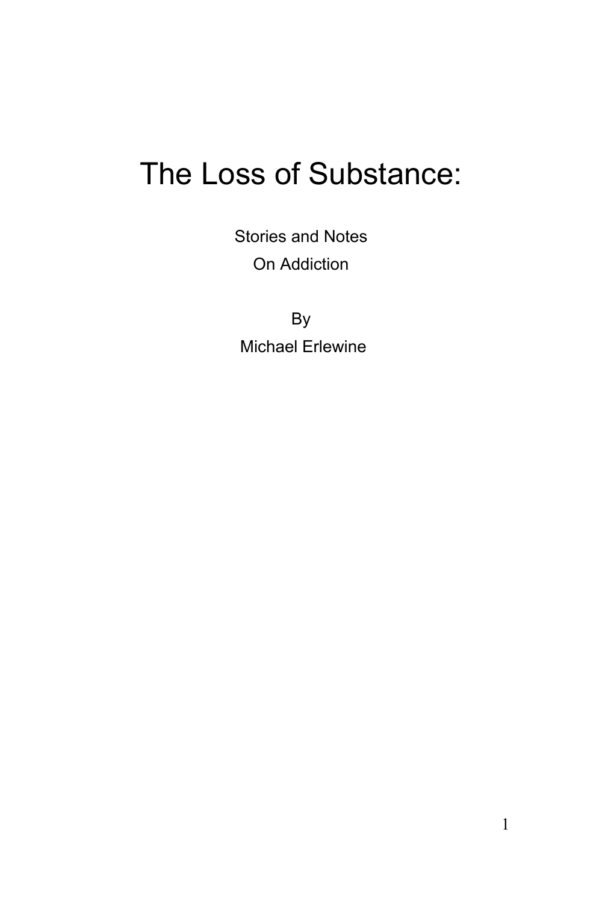# The Loss of Substance:

Stories and Notes
On Addiction

By
Michael Erlewine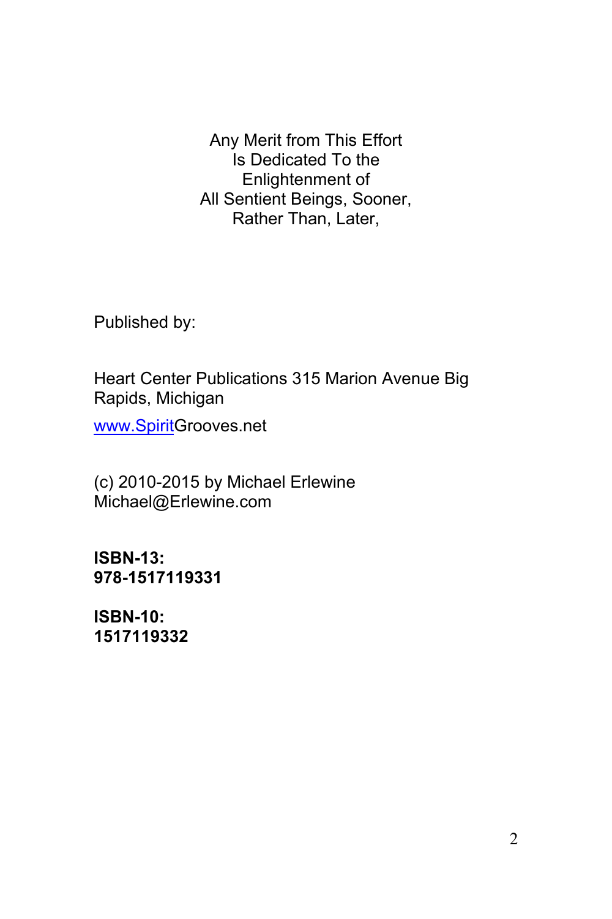Any Merit from This Effort
Is Dedicated To the
Enlightenment of
All Sentient Beings, Sooner,
Rather Than, Later,

Published by:

Heart Center Publications 315 Marion Avenue Big Rapids, Michigan

www.SpiritGrooves.net

(c) 2010-2015 by Michael Erlewine
Michael@Erlewine.com

**ISBN-13:**
**978-1517119331**

**ISBN-10:**
**1517119332**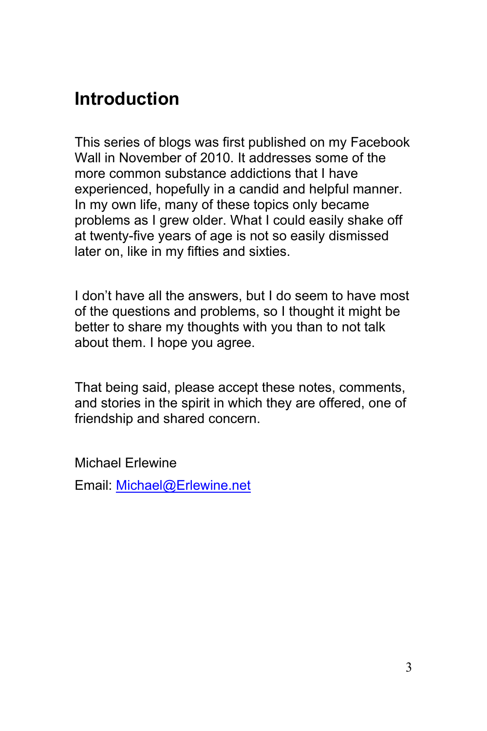# Introduction

This series of blogs was first published on my Facebook Wall in November of 2010. It addresses some of the more common substance addictions that I have experienced, hopefully in a candid and helpful manner. In my own life, many of these topics only became problems as I grew older. What I could easily shake off at twenty-five years of age is not so easily dismissed later on, like in my fifties and sixties.

I don't have all the answers, but I do seem to have most of the questions and problems, so I thought it might be better to share my thoughts with you than to not talk about them. I hope you agree.

That being said, please accept these notes, comments, and stories in the spirit in which they are offered, one of friendship and shared concern.

Michael Erlewine

Email: [Michael@Erlewine.net](mailto:Michael@Erlewine.net)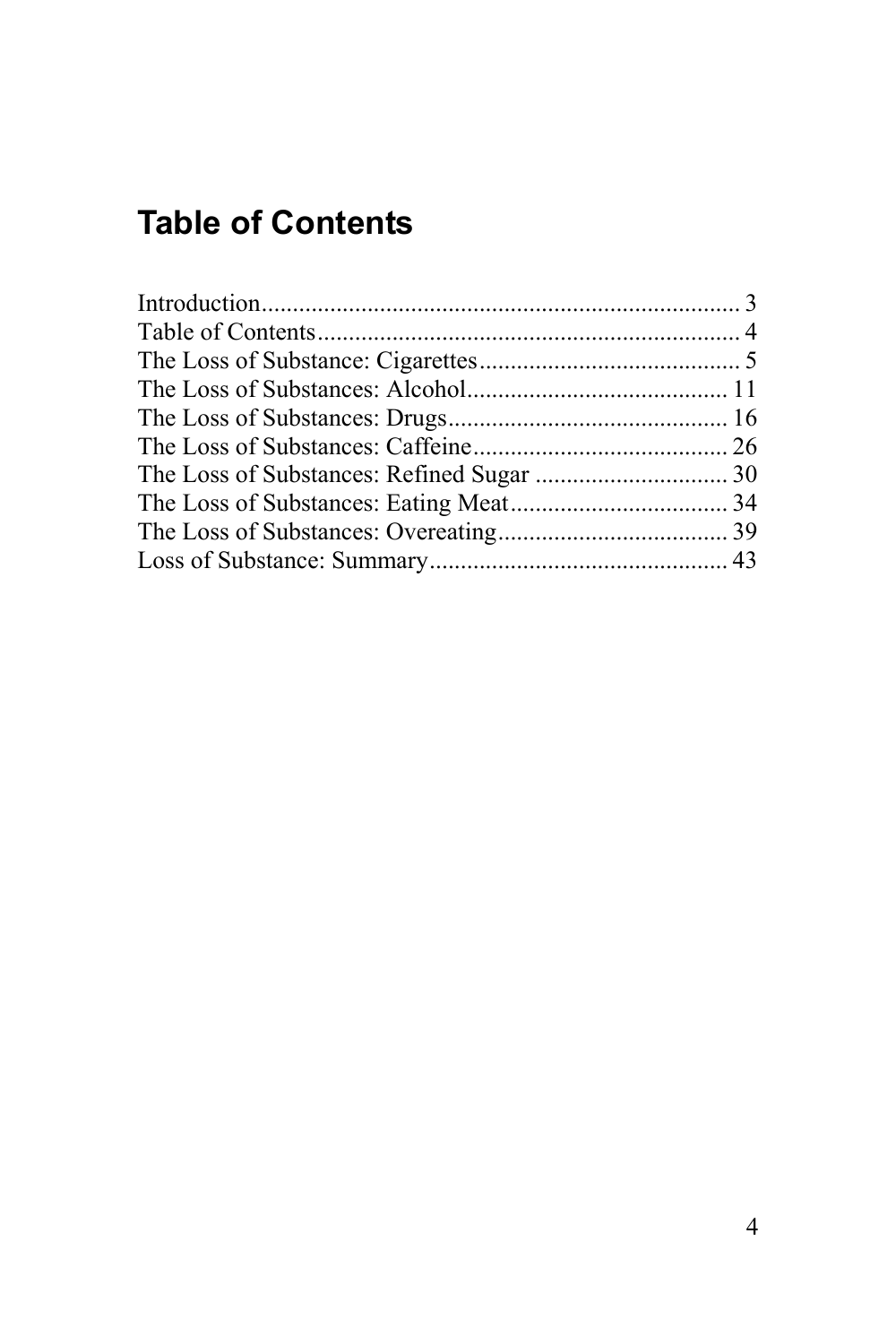## Table of Contents

Introduction............................................................................ 3
Table of Contents.................................................................... 4
The Loss of Substance: Cigarettes.......................................... 5
The Loss of Substances: Alcohol.......................................... 11
The Loss of Substances: Drugs............................................. 16
The Loss of Substances: Caffeine......................................... 26
The Loss of Substances: Refined Sugar ............................... 30
The Loss of Substances: Eating Meat................................... 34
The Loss of Substances: Overeating..................................... 39
Loss of Substance: Summary................................................ 43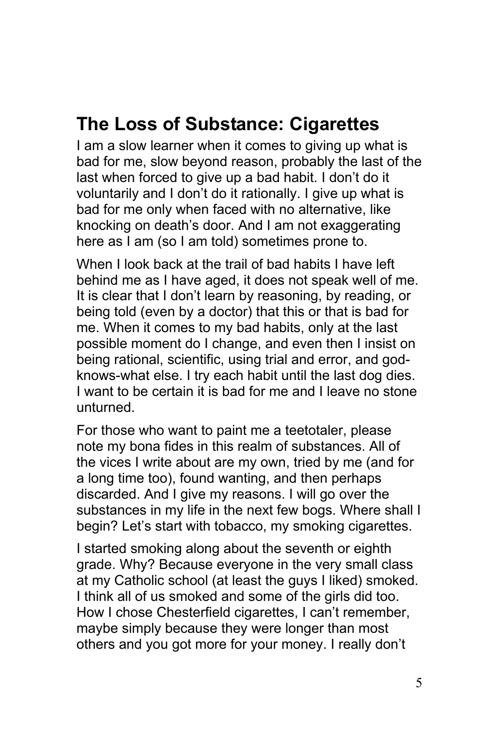## The Loss of Substance: Cigarettes

I am a slow learner when it comes to giving up what is bad for me, slow beyond reason, probably the last of the last when forced to give up a bad habit. I don't do it voluntarily and I don't do it rationally. I give up what is bad for me only when faced with no alternative, like knocking on death's door. And I am not exaggerating here as I am (so I am told) sometimes prone to.

When I look back at the trail of bad habits I have left behind me as I have aged, it does not speak well of me. It is clear that I don't learn by reasoning, by reading, or being told (even by a doctor) that this or that is bad for me. When it comes to my bad habits, only at the last possible moment do I change, and even then I insist on being rational, scientific, using trial and error, and god-knows-what else. I try each habit until the last dog dies. I want to be certain it is bad for me and I leave no stone unturned.

For those who want to paint me a teetotaler, please note my bona fides in this realm of substances. All of the vices I write about are my own, tried by me (and for a long time too), found wanting, and then perhaps discarded. And I give my reasons. I will go over the substances in my life in the next few bogs. Where shall I begin? Let's start with tobacco, my smoking cigarettes.

I started smoking along about the seventh or eighth grade. Why? Because everyone in the very small class at my Catholic school (at least the guys I liked) smoked. I think all of us smoked and some of the girls did too. How I chose Chesterfield cigarettes, I can't remember, maybe simply because they were longer than most others and you got more for your money. I really don't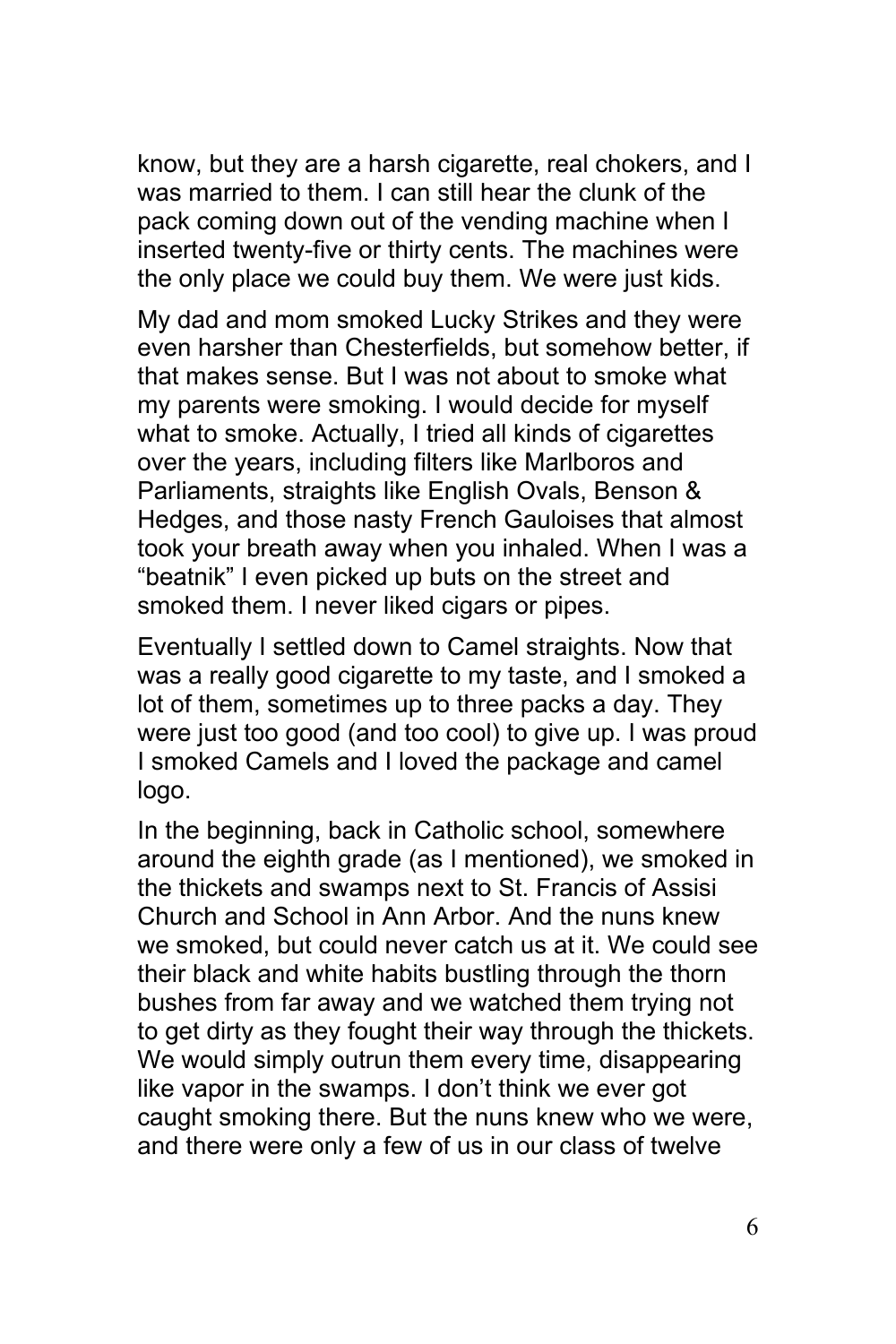know, but they are a harsh cigarette, real chokers, and I was married to them. I can still hear the clunk of the pack coming down out of the vending machine when I inserted twenty-five or thirty cents. The machines were the only place we could buy them. We were just kids.

My dad and mom smoked Lucky Strikes and they were even harsher than Chesterfields, but somehow better, if that makes sense. But I was not about to smoke what my parents were smoking. I would decide for myself what to smoke. Actually, I tried all kinds of cigarettes over the years, including filters like Marlboros and Parliaments, straights like English Ovals, Benson & Hedges, and those nasty French Gauloises that almost took your breath away when you inhaled. When I was a "beatnik" I even picked up buts on the street and smoked them. I never liked cigars or pipes.

Eventually I settled down to Camel straights. Now that was a really good cigarette to my taste, and I smoked a lot of them, sometimes up to three packs a day. They were just too good (and too cool) to give up. I was proud I smoked Camels and I loved the package and camel logo.

In the beginning, back in Catholic school, somewhere around the eighth grade (as I mentioned), we smoked in the thickets and swamps next to St. Francis of Assisi Church and School in Ann Arbor. And the nuns knew we smoked, but could never catch us at it. We could see their black and white habits bustling through the thorn bushes from far away and we watched them trying not to get dirty as they fought their way through the thickets. We would simply outrun them every time, disappearing like vapor in the swamps. I don't think we ever got caught smoking there. But the nuns knew who we were, and there were only a few of us in our class of twelve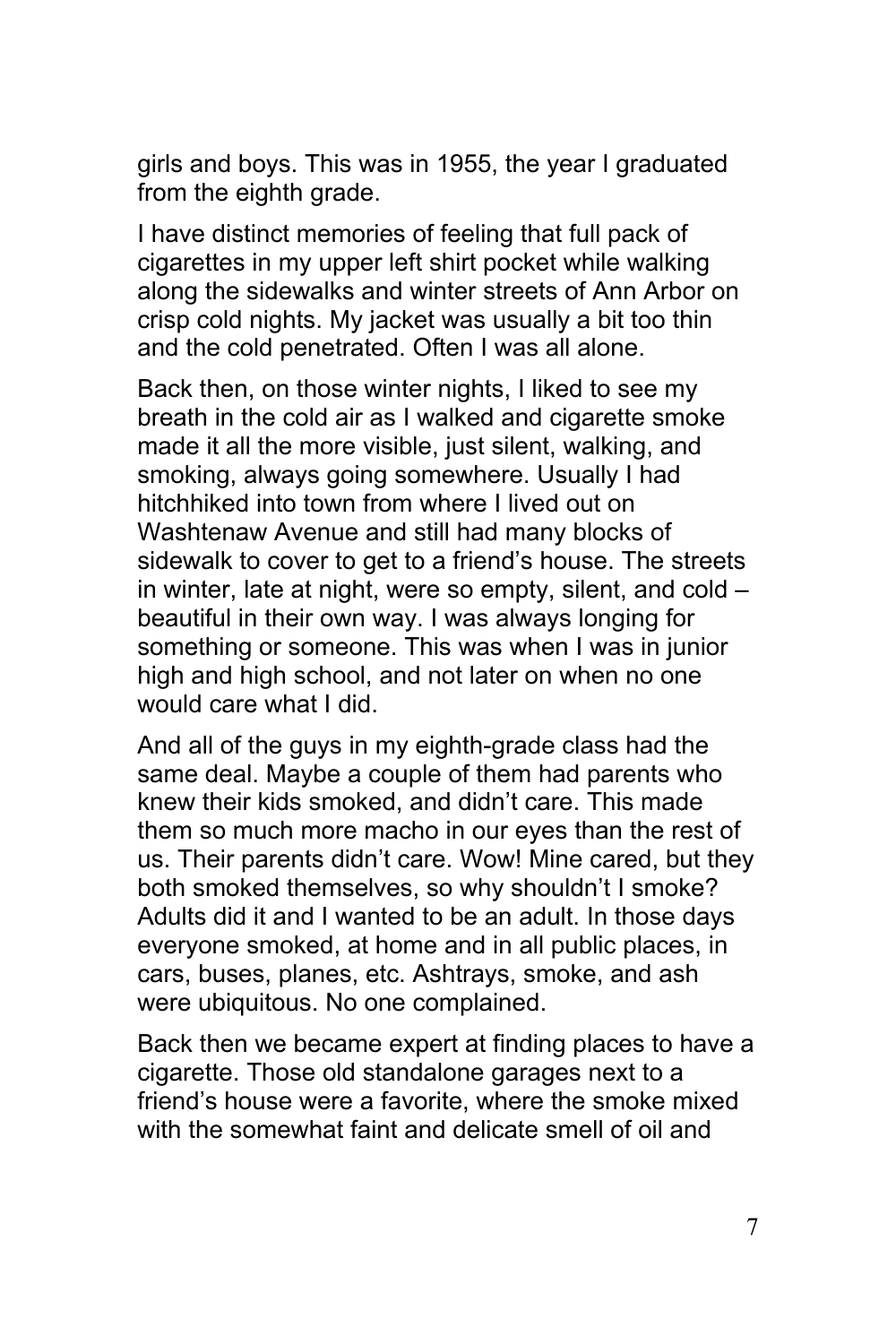girls and boys. This was in 1955, the year I graduated from the eighth grade.

I have distinct memories of feeling that full pack of cigarettes in my upper left shirt pocket while walking along the sidewalks and winter streets of Ann Arbor on crisp cold nights. My jacket was usually a bit too thin and the cold penetrated. Often I was all alone.

Back then, on those winter nights, I liked to see my breath in the cold air as I walked and cigarette smoke made it all the more visible, just silent, walking, and smoking, always going somewhere. Usually I had hitchhiked into town from where I lived out on Washtenaw Avenue and still had many blocks of sidewalk to cover to get to a friend's house. The streets in winter, late at night, were so empty, silent, and cold – beautiful in their own way. I was always longing for something or someone. This was when I was in junior high and high school, and not later on when no one would care what I did.

And all of the guys in my eighth-grade class had the same deal. Maybe a couple of them had parents who knew their kids smoked, and didn't care. This made them so much more macho in our eyes than the rest of us. Their parents didn't care. Wow! Mine cared, but they both smoked themselves, so why shouldn't I smoke? Adults did it and I wanted to be an adult. In those days everyone smoked, at home and in all public places, in cars, buses, planes, etc. Ashtrays, smoke, and ash were ubiquitous. No one complained.

Back then we became expert at finding places to have a cigarette. Those old standalone garages next to a friend's house were a favorite, where the smoke mixed with the somewhat faint and delicate smell of oil and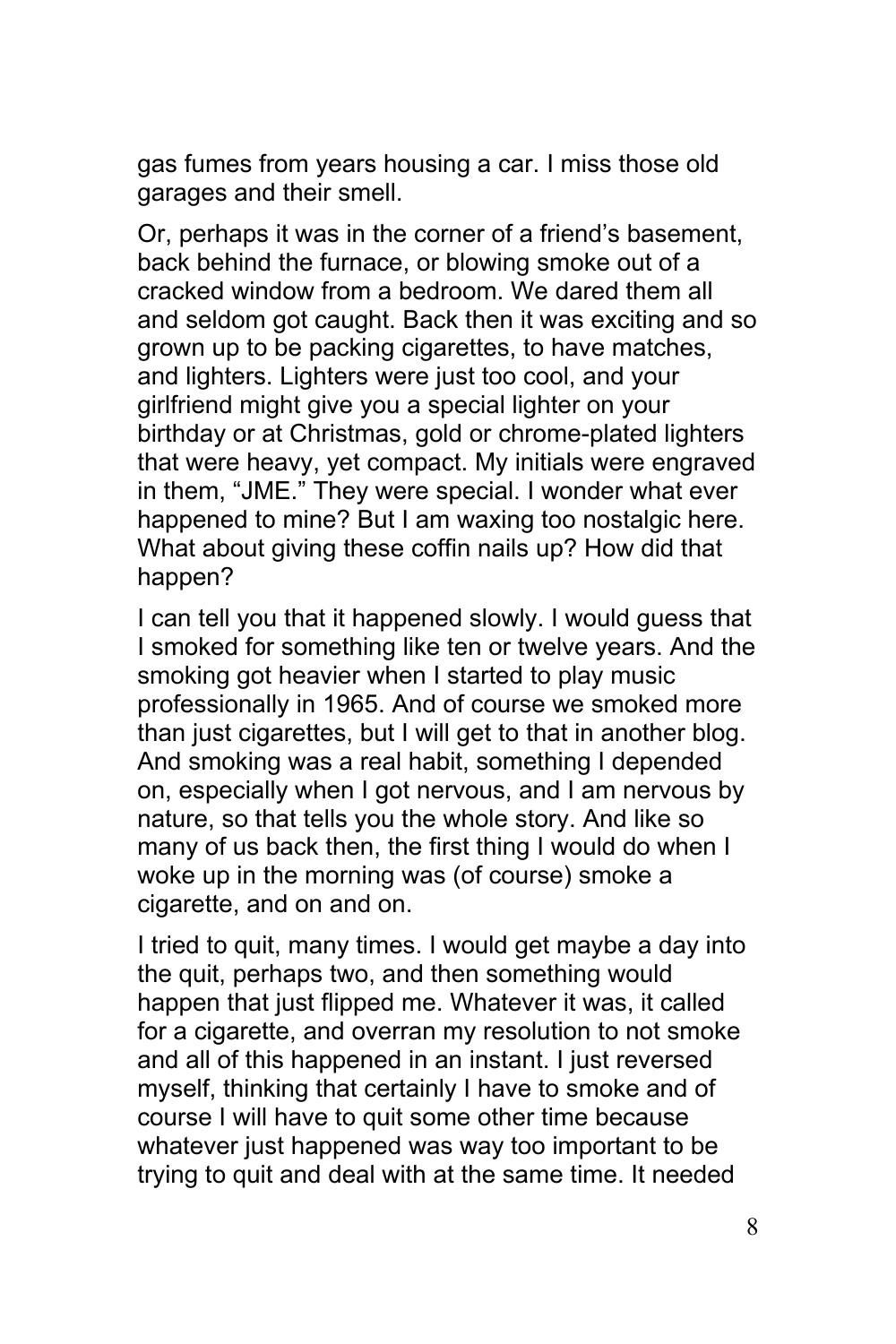gas fumes from years housing a car. I miss those old garages and their smell.

Or, perhaps it was in the corner of a friend's basement, back behind the furnace, or blowing smoke out of a cracked window from a bedroom. We dared them all and seldom got caught. Back then it was exciting and so grown up to be packing cigarettes, to have matches, and lighters. Lighters were just too cool, and your girlfriend might give you a special lighter on your birthday or at Christmas, gold or chrome-plated lighters that were heavy, yet compact. My initials were engraved in them, "JME." They were special. I wonder what ever happened to mine? But I am waxing too nostalgic here. What about giving these coffin nails up? How did that happen?

I can tell you that it happened slowly. I would guess that I smoked for something like ten or twelve years. And the smoking got heavier when I started to play music professionally in 1965. And of course we smoked more than just cigarettes, but I will get to that in another blog. And smoking was a real habit, something I depended on, especially when I got nervous, and I am nervous by nature, so that tells you the whole story. And like so many of us back then, the first thing I would do when I woke up in the morning was (of course) smoke a cigarette, and on and on.

I tried to quit, many times. I would get maybe a day into the quit, perhaps two, and then something would happen that just flipped me. Whatever it was, it called for a cigarette, and overran my resolution to not smoke and all of this happened in an instant. I just reversed myself, thinking that certainly I have to smoke and of course I will have to quit some other time because whatever just happened was way too important to be trying to quit and deal with at the same time. It needed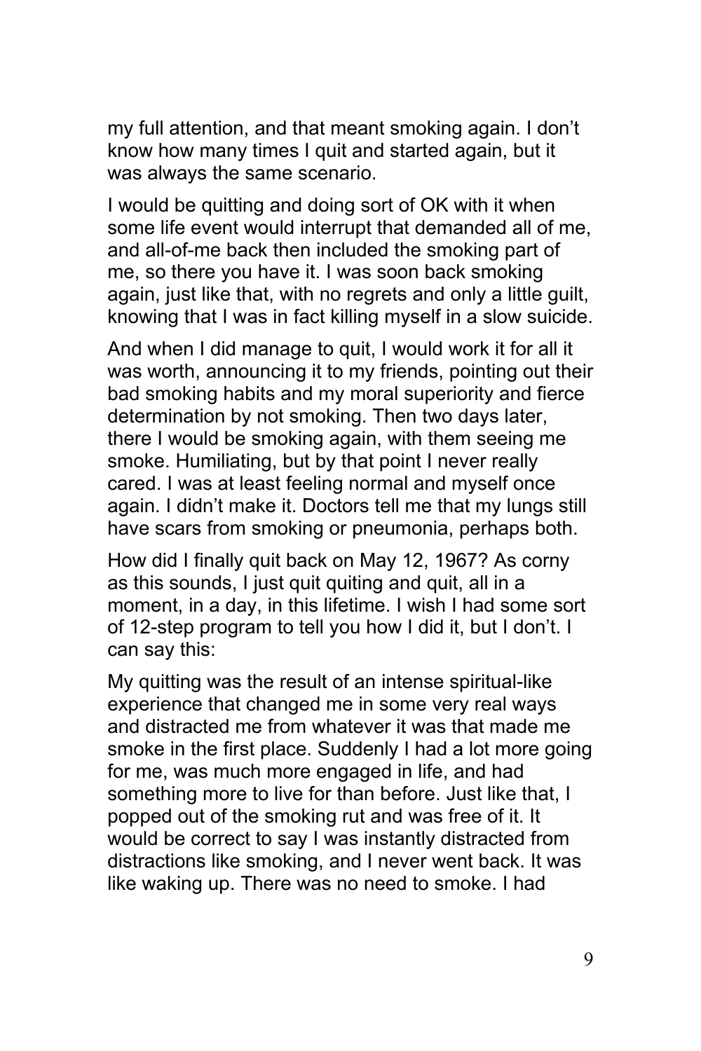my full attention, and that meant smoking again. I don't know how many times I quit and started again, but it was always the same scenario.

I would be quitting and doing sort of OK with it when some life event would interrupt that demanded all of me, and all-of-me back then included the smoking part of me, so there you have it. I was soon back smoking again, just like that, with no regrets and only a little guilt, knowing that I was in fact killing myself in a slow suicide.

And when I did manage to quit, I would work it for all it was worth, announcing it to my friends, pointing out their bad smoking habits and my moral superiority and fierce determination by not smoking. Then two days later, there I would be smoking again, with them seeing me smoke. Humiliating, but by that point I never really cared. I was at least feeling normal and myself once again. I didn't make it. Doctors tell me that my lungs still have scars from smoking or pneumonia, perhaps both.

How did I finally quit back on May 12, 1967? As corny as this sounds, I just quit quiting and quit, all in a moment, in a day, in this lifetime. I wish I had some sort of 12-step program to tell you how I did it, but I don't. I can say this:

My quitting was the result of an intense spiritual-like experience that changed me in some very real ways and distracted me from whatever it was that made me smoke in the first place. Suddenly I had a lot more going for me, was much more engaged in life, and had something more to live for than before. Just like that, I popped out of the smoking rut and was free of it. It would be correct to say I was instantly distracted from distractions like smoking, and I never went back. It was like waking up. There was no need to smoke. I had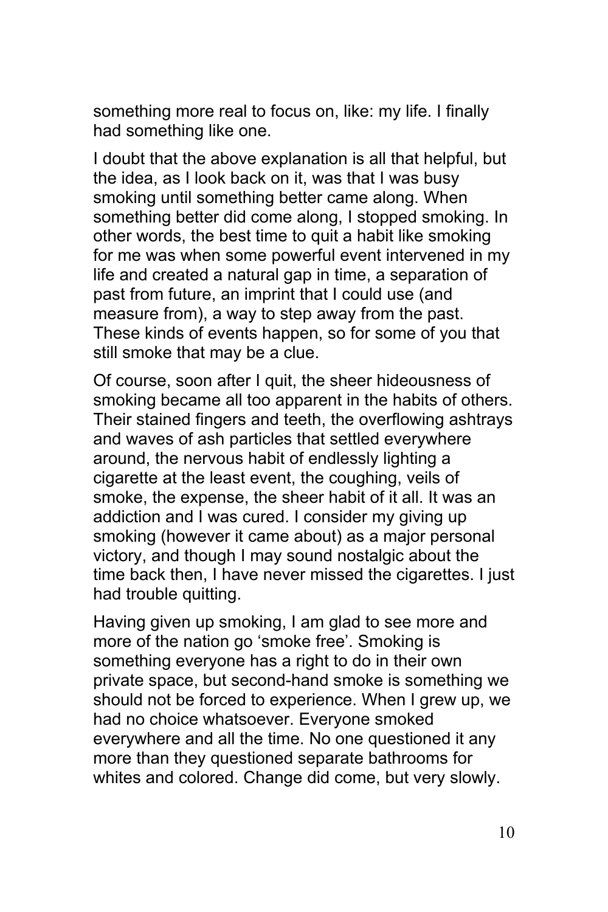something more real to focus on, like: my life. I finally had something like one.

I doubt that the above explanation is all that helpful, but the idea, as I look back on it, was that I was busy smoking until something better came along. When something better did come along, I stopped smoking. In other words, the best time to quit a habit like smoking for me was when some powerful event intervened in my life and created a natural gap in time, a separation of past from future, an imprint that I could use (and measure from), a way to step away from the past. These kinds of events happen, so for some of you that still smoke that may be a clue.

Of course, soon after I quit, the sheer hideousness of smoking became all too apparent in the habits of others. Their stained fingers and teeth, the overflowing ashtrays and waves of ash particles that settled everywhere around, the nervous habit of endlessly lighting a cigarette at the least event, the coughing, veils of smoke, the expense, the sheer habit of it all. It was an addiction and I was cured. I consider my giving up smoking (however it came about) as a major personal victory, and though I may sound nostalgic about the time back then, I have never missed the cigarettes. I just had trouble quitting.

Having given up smoking, I am glad to see more and more of the nation go 'smoke free'. Smoking is something everyone has a right to do in their own private space, but second-hand smoke is something we should not be forced to experience. When I grew up, we had no choice whatsoever. Everyone smoked everywhere and all the time. No one questioned it any more than they questioned separate bathrooms for whites and colored. Change did come, but very slowly.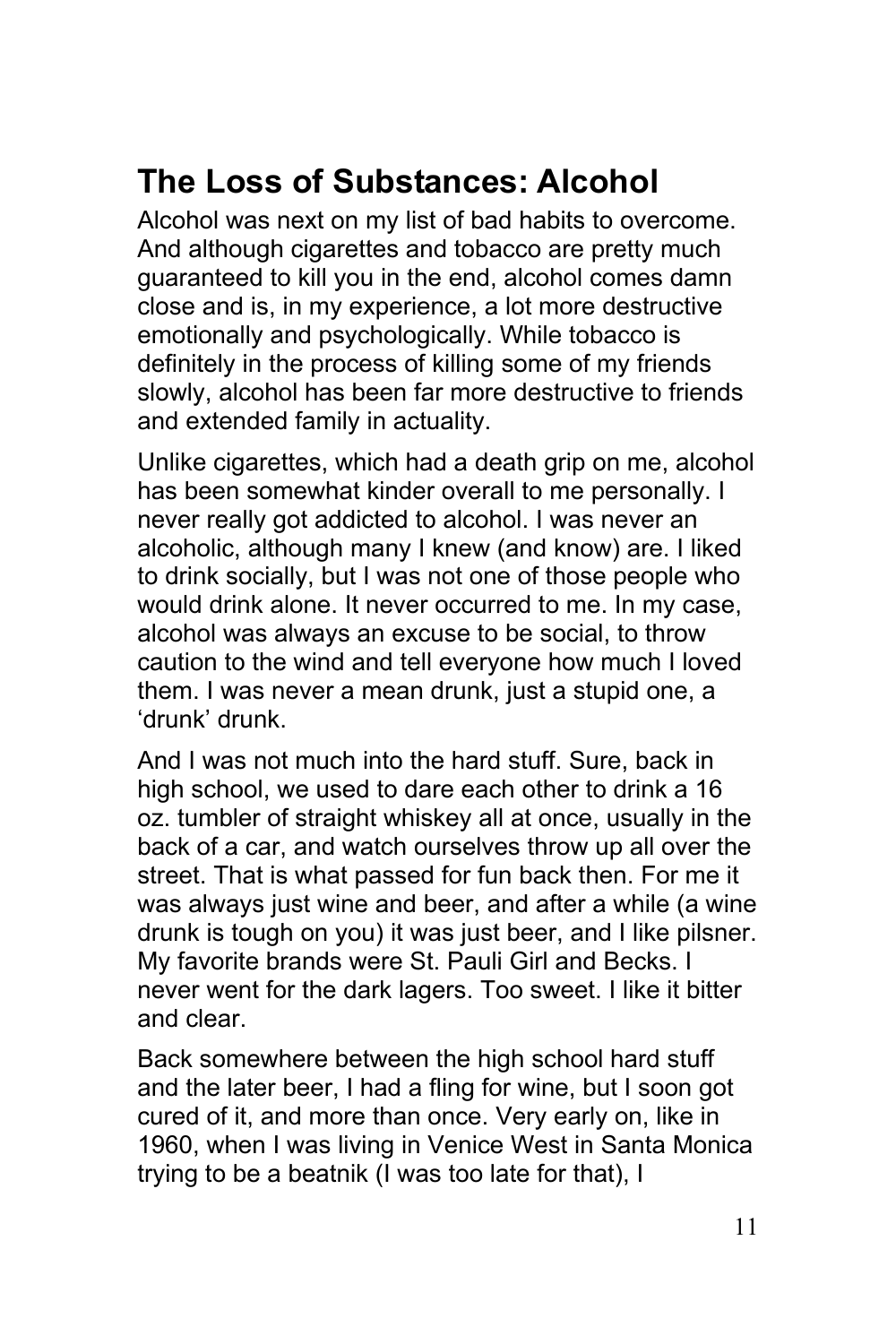## The Loss of Substances: Alcohol

Alcohol was next on my list of bad habits to overcome. And although cigarettes and tobacco are pretty much guaranteed to kill you in the end, alcohol comes damn close and is, in my experience, a lot more destructive emotionally and psychologically. While tobacco is definitely in the process of killing some of my friends slowly, alcohol has been far more destructive to friends and extended family in actuality.

Unlike cigarettes, which had a death grip on me, alcohol has been somewhat kinder overall to me personally. I never really got addicted to alcohol. I was never an alcoholic, although many I knew (and know) are. I liked to drink socially, but I was not one of those people who would drink alone. It never occurred to me. In my case, alcohol was always an excuse to be social, to throw caution to the wind and tell everyone how much I loved them. I was never a mean drunk, just a stupid one, a 'drunk' drunk.

And I was not much into the hard stuff. Sure, back in high school, we used to dare each other to drink a 16 oz. tumbler of straight whiskey all at once, usually in the back of a car, and watch ourselves throw up all over the street. That is what passed for fun back then. For me it was always just wine and beer, and after a while (a wine drunk is tough on you) it was just beer, and I like pilsner. My favorite brands were St. Pauli Girl and Becks. I never went for the dark lagers. Too sweet. I like it bitter and clear.

Back somewhere between the high school hard stuff and the later beer, I had a fling for wine, but I soon got cured of it, and more than once. Very early on, like in 1960, when I was living in Venice West in Santa Monica trying to be a beatnik (I was too late for that), I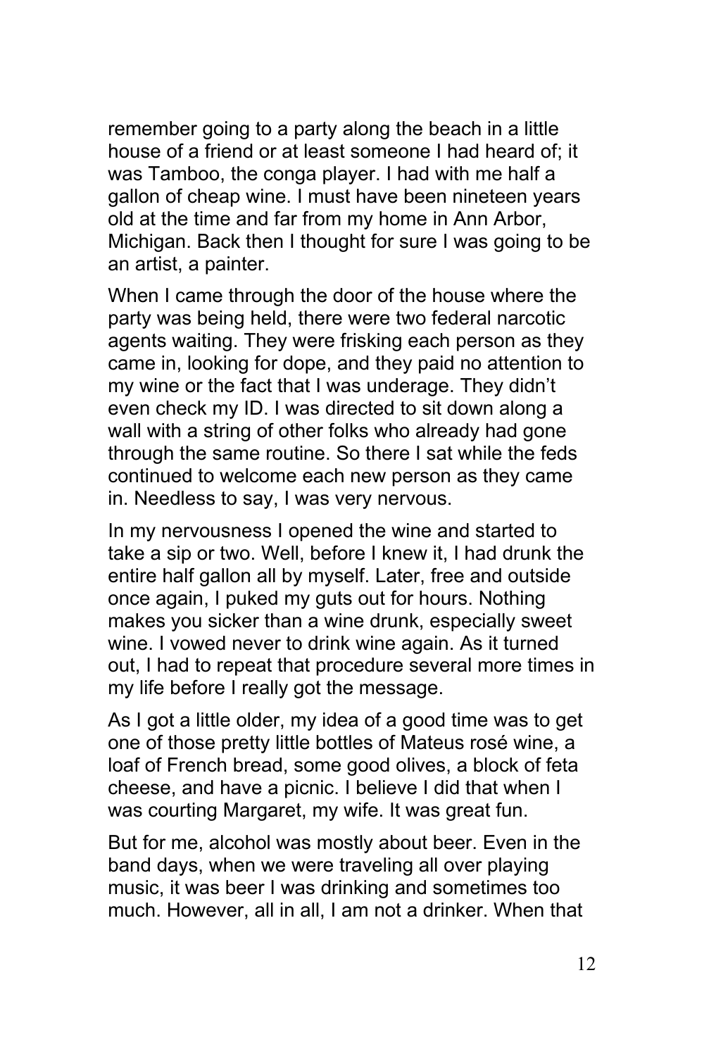remember going to a party along the beach in a little house of a friend or at least someone I had heard of; it was Tamboo, the conga player. I had with me half a gallon of cheap wine. I must have been nineteen years old at the time and far from my home in Ann Arbor, Michigan. Back then I thought for sure I was going to be an artist, a painter.

When I came through the door of the house where the party was being held, there were two federal narcotic agents waiting. They were frisking each person as they came in, looking for dope, and they paid no attention to my wine or the fact that I was underage. They didn't even check my ID. I was directed to sit down along a wall with a string of other folks who already had gone through the same routine. So there I sat while the feds continued to welcome each new person as they came in. Needless to say, I was very nervous.

In my nervousness I opened the wine and started to take a sip or two. Well, before I knew it, I had drunk the entire half gallon all by myself. Later, free and outside once again, I puked my guts out for hours. Nothing makes you sicker than a wine drunk, especially sweet wine. I vowed never to drink wine again. As it turned out, I had to repeat that procedure several more times in my life before I really got the message.

As I got a little older, my idea of a good time was to get one of those pretty little bottles of Mateus rosé wine, a loaf of French bread, some good olives, a block of feta cheese, and have a picnic. I believe I did that when I was courting Margaret, my wife. It was great fun.

But for me, alcohol was mostly about beer. Even in the band days, when we were traveling all over playing music, it was beer I was drinking and sometimes too much. However, all in all, I am not a drinker. When that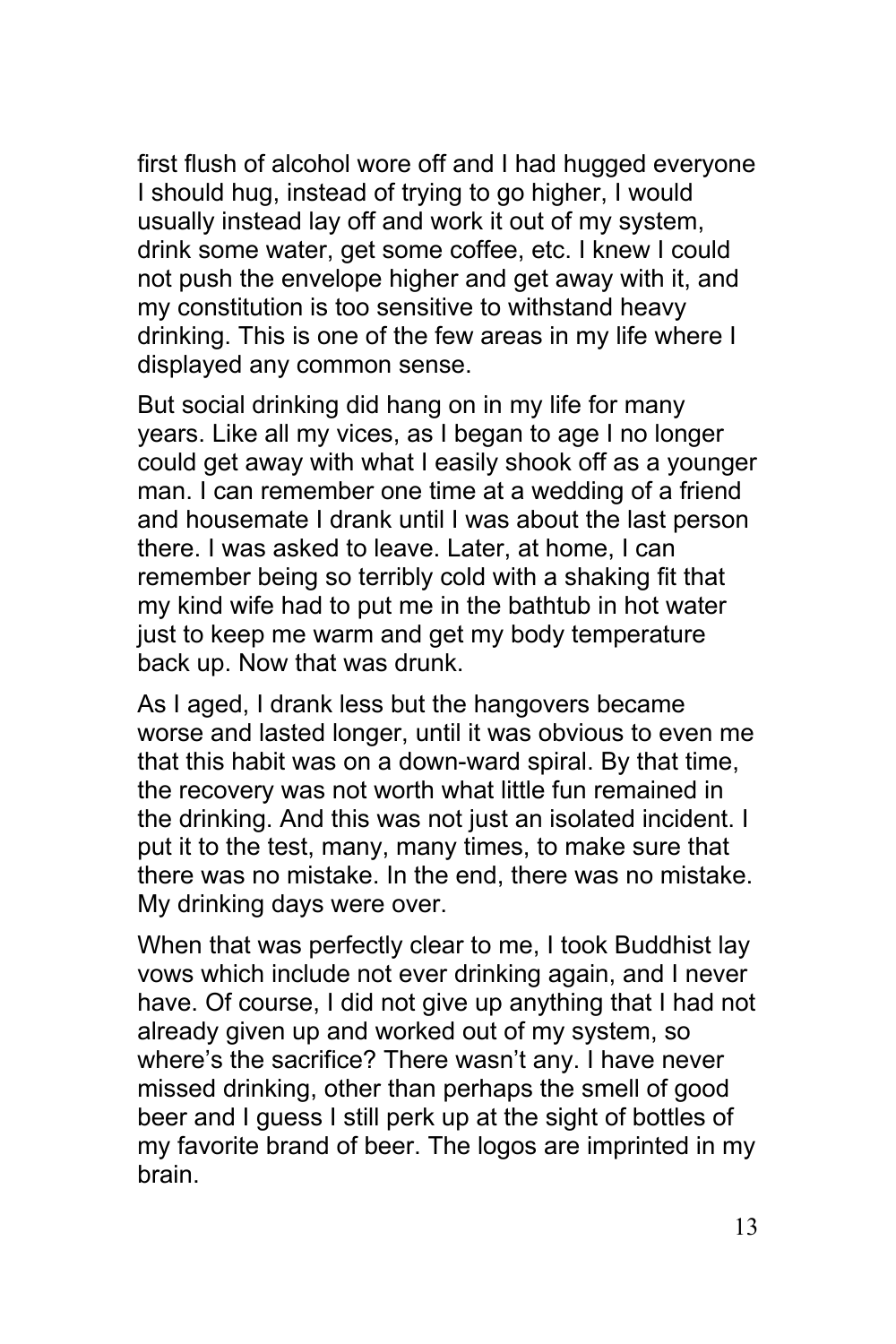first flush of alcohol wore off and I had hugged everyone I should hug, instead of trying to go higher, I would usually instead lay off and work it out of my system, drink some water, get some coffee, etc. I knew I could not push the envelope higher and get away with it, and my constitution is too sensitive to withstand heavy drinking. This is one of the few areas in my life where I displayed any common sense.

But social drinking did hang on in my life for many years. Like all my vices, as I began to age I no longer could get away with what I easily shook off as a younger man. I can remember one time at a wedding of a friend and housemate I drank until I was about the last person there. I was asked to leave. Later, at home, I can remember being so terribly cold with a shaking fit that my kind wife had to put me in the bathtub in hot water just to keep me warm and get my body temperature back up. Now that was drunk.

As I aged, I drank less but the hangovers became worse and lasted longer, until it was obvious to even me that this habit was on a down-ward spiral. By that time, the recovery was not worth what little fun remained in the drinking. And this was not just an isolated incident. I put it to the test, many, many times, to make sure that there was no mistake. In the end, there was no mistake. My drinking days were over.

When that was perfectly clear to me, I took Buddhist lay vows which include not ever drinking again, and I never have. Of course, I did not give up anything that I had not already given up and worked out of my system, so where's the sacrifice? There wasn't any. I have never missed drinking, other than perhaps the smell of good beer and I guess I still perk up at the sight of bottles of my favorite brand of beer. The logos are imprinted in my brain.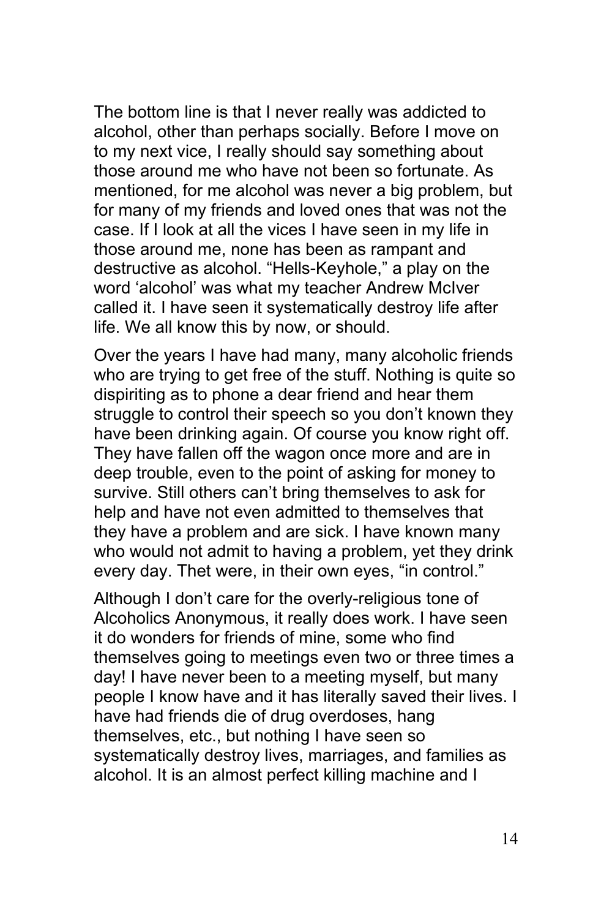The bottom line is that I never really was addicted to alcohol, other than perhaps socially. Before I move on to my next vice, I really should say something about those around me who have not been so fortunate. As mentioned, for me alcohol was never a big problem, but for many of my friends and loved ones that was not the case. If I look at all the vices I have seen in my life in those around me, none has been as rampant and destructive as alcohol. "Hells-Keyhole," a play on the word 'alcohol' was what my teacher Andrew McIver called it. I have seen it systematically destroy life after life. We all know this by now, or should.

Over the years I have had many, many alcoholic friends who are trying to get free of the stuff. Nothing is quite so dispiriting as to phone a dear friend and hear them struggle to control their speech so you don't known they have been drinking again. Of course you know right off. They have fallen off the wagon once more and are in deep trouble, even to the point of asking for money to survive. Still others can't bring themselves to ask for help and have not even admitted to themselves that they have a problem and are sick. I have known many who would not admit to having a problem, yet they drink every day. Thet were, in their own eyes, "in control."

Although I don't care for the overly-religious tone of Alcoholics Anonymous, it really does work. I have seen it do wonders for friends of mine, some who find themselves going to meetings even two or three times a day! I have never been to a meeting myself, but many people I know have and it has literally saved their lives. I have had friends die of drug overdoses, hang themselves, etc., but nothing I have seen so systematically destroy lives, marriages, and families as alcohol. It is an almost perfect killing machine and I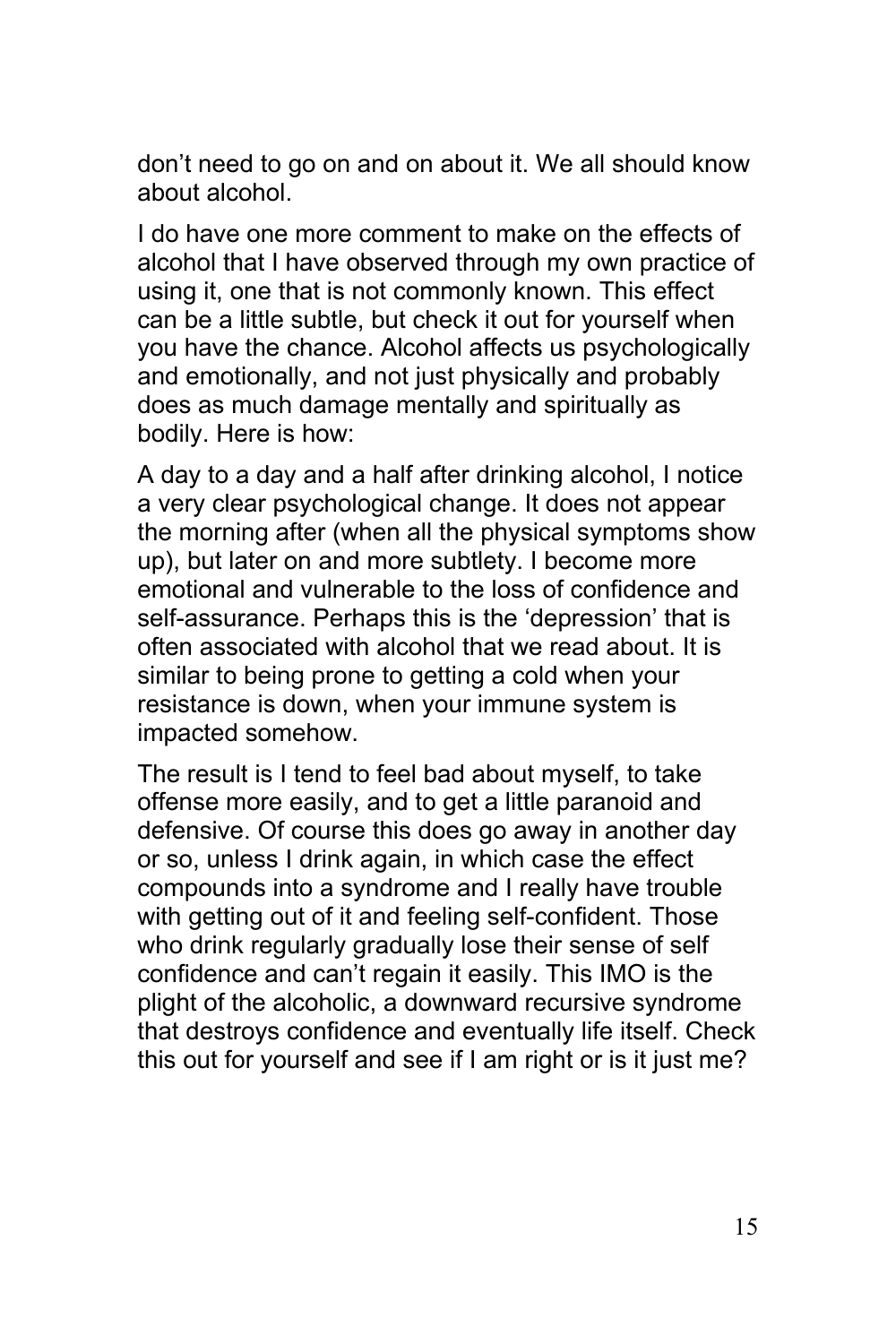don't need to go on and on about it. We all should know about alcohol.

I do have one more comment to make on the effects of alcohol that I have observed through my own practice of using it, one that is not commonly known. This effect can be a little subtle, but check it out for yourself when you have the chance. Alcohol affects us psychologically and emotionally, and not just physically and probably does as much damage mentally and spiritually as bodily. Here is how:

A day to a day and a half after drinking alcohol, I notice a very clear psychological change. It does not appear the morning after (when all the physical symptoms show up), but later on and more subtlety. I become more emotional and vulnerable to the loss of confidence and self-assurance. Perhaps this is the 'depression' that is often associated with alcohol that we read about. It is similar to being prone to getting a cold when your resistance is down, when your immune system is impacted somehow.

The result is I tend to feel bad about myself, to take offense more easily, and to get a little paranoid and defensive. Of course this does go away in another day or so, unless I drink again, in which case the effect compounds into a syndrome and I really have trouble with getting out of it and feeling self-confident. Those who drink regularly gradually lose their sense of self confidence and can't regain it easily. This IMO is the plight of the alcoholic, a downward recursive syndrome that destroys confidence and eventually life itself. Check this out for yourself and see if I am right or is it just me?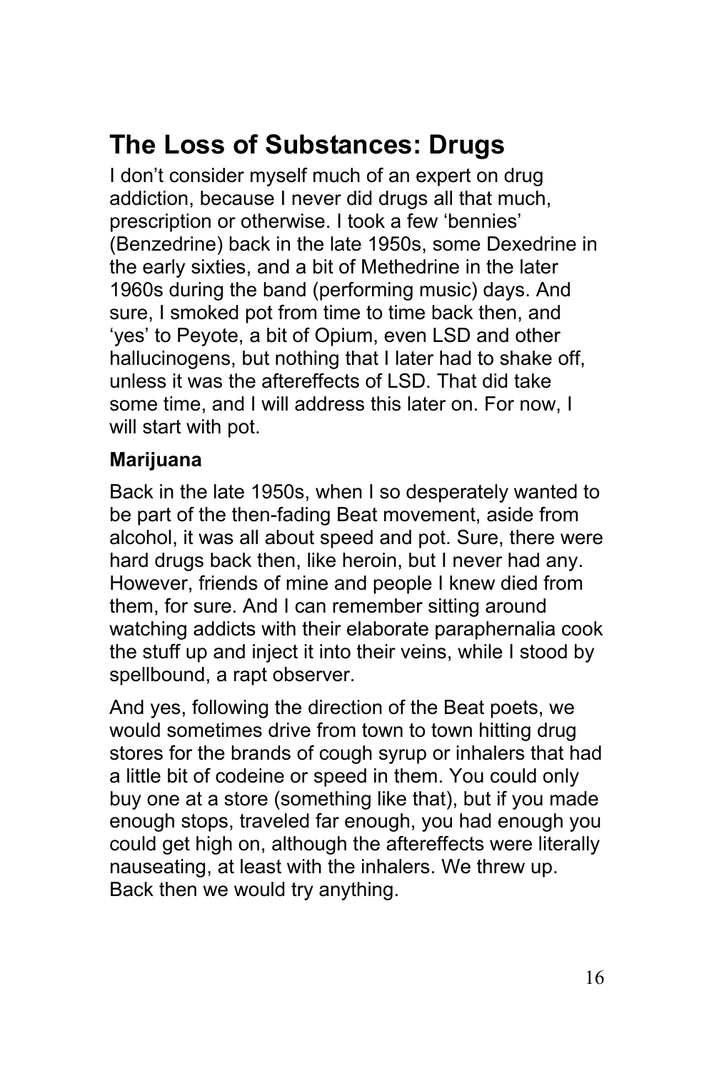## The Loss of Substances: Drugs

I don't consider myself much of an expert on drug addiction, because I never did drugs all that much, prescription or otherwise. I took a few 'bennies' (Benzedrine) back in the late 1950s, some Dexedrine in the early sixties, and a bit of Methedrine in the later 1960s during the band (performing music) days. And sure, I smoked pot from time to time back then, and 'yes' to Peyote, a bit of Opium, even LSD and other hallucinogens, but nothing that I later had to shake off, unless it was the aftereffects of LSD. That did take some time, and I will address this later on. For now, I will start with pot.

### Marijuana

Back in the late 1950s, when I so desperately wanted to be part of the then-fading Beat movement, aside from alcohol, it was all about speed and pot. Sure, there were hard drugs back then, like heroin, but I never had any. However, friends of mine and people I knew died from them, for sure. And I can remember sitting around watching addicts with their elaborate paraphernalia cook the stuff up and inject it into their veins, while I stood by spellbound, a rapt observer.

And yes, following the direction of the Beat poets, we would sometimes drive from town to town hitting drug stores for the brands of cough syrup or inhalers that had a little bit of codeine or speed in them. You could only buy one at a store (something like that), but if you made enough stops, traveled far enough, you had enough you could get high on, although the aftereffects were literally nauseating, at least with the inhalers. We threw up. Back then we would try anything.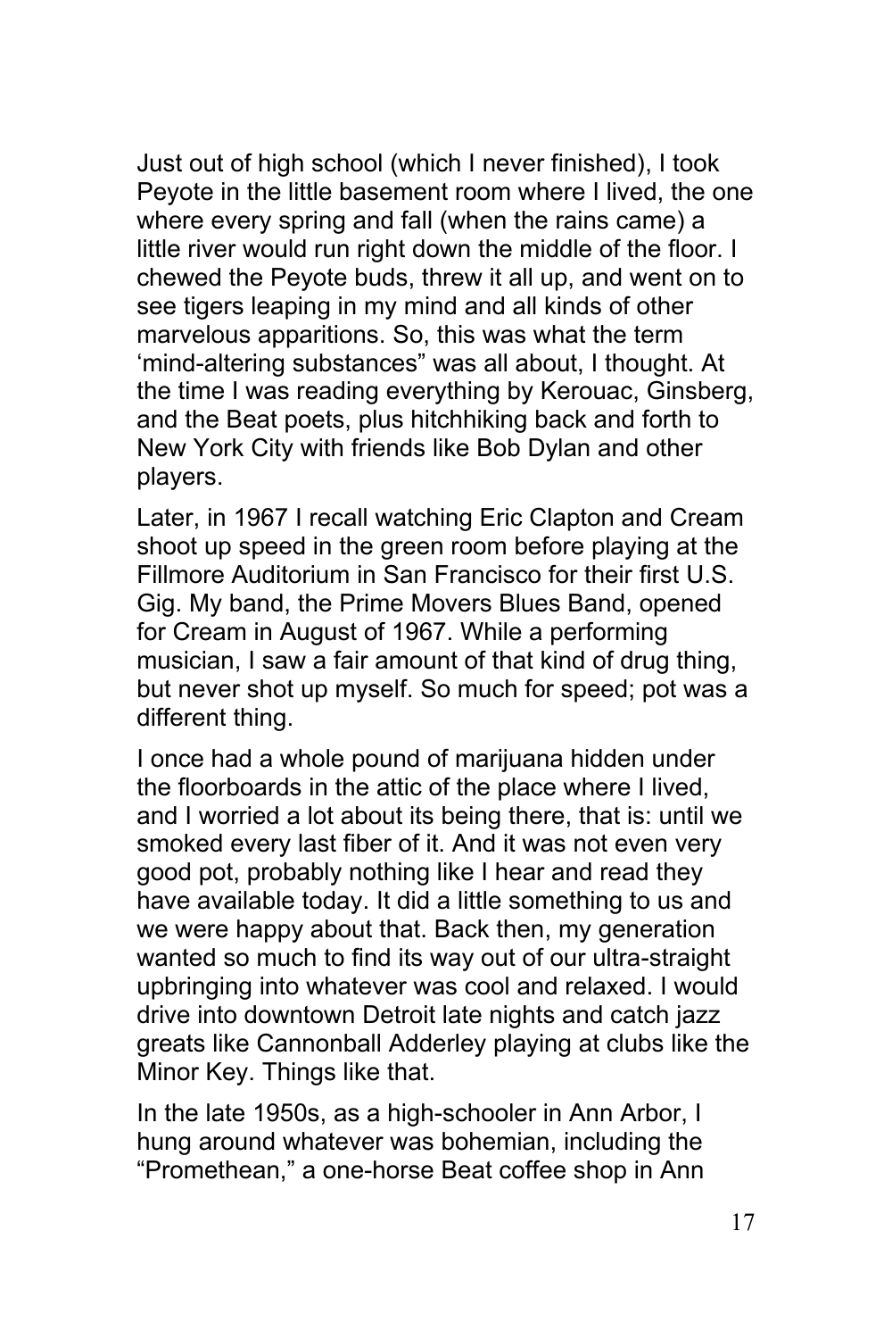Just out of high school (which I never finished), I took Peyote in the little basement room where I lived, the one where every spring and fall (when the rains came) a little river would run right down the middle of the floor. I chewed the Peyote buds, threw it all up, and went on to see tigers leaping in my mind and all kinds of other marvelous apparitions. So, this was what the term 'mind-altering substances" was all about, I thought. At the time I was reading everything by Kerouac, Ginsberg, and the Beat poets, plus hitchhiking back and forth to New York City with friends like Bob Dylan and other players.

Later, in 1967 I recall watching Eric Clapton and Cream shoot up speed in the green room before playing at the Fillmore Auditorium in San Francisco for their first U.S. Gig. My band, the Prime Movers Blues Band, opened for Cream in August of 1967. While a performing musician, I saw a fair amount of that kind of drug thing, but never shot up myself. So much for speed; pot was a different thing.

I once had a whole pound of marijuana hidden under the floorboards in the attic of the place where I lived, and I worried a lot about its being there, that is: until we smoked every last fiber of it. And it was not even very good pot, probably nothing like I hear and read they have available today. It did a little something to us and we were happy about that. Back then, my generation wanted so much to find its way out of our ultra-straight upbringing into whatever was cool and relaxed. I would drive into downtown Detroit late nights and catch jazz greats like Cannonball Adderley playing at clubs like the Minor Key. Things like that.

In the late 1950s, as a high-schooler in Ann Arbor, I hung around whatever was bohemian, including the "Promethean," a one-horse Beat coffee shop in Ann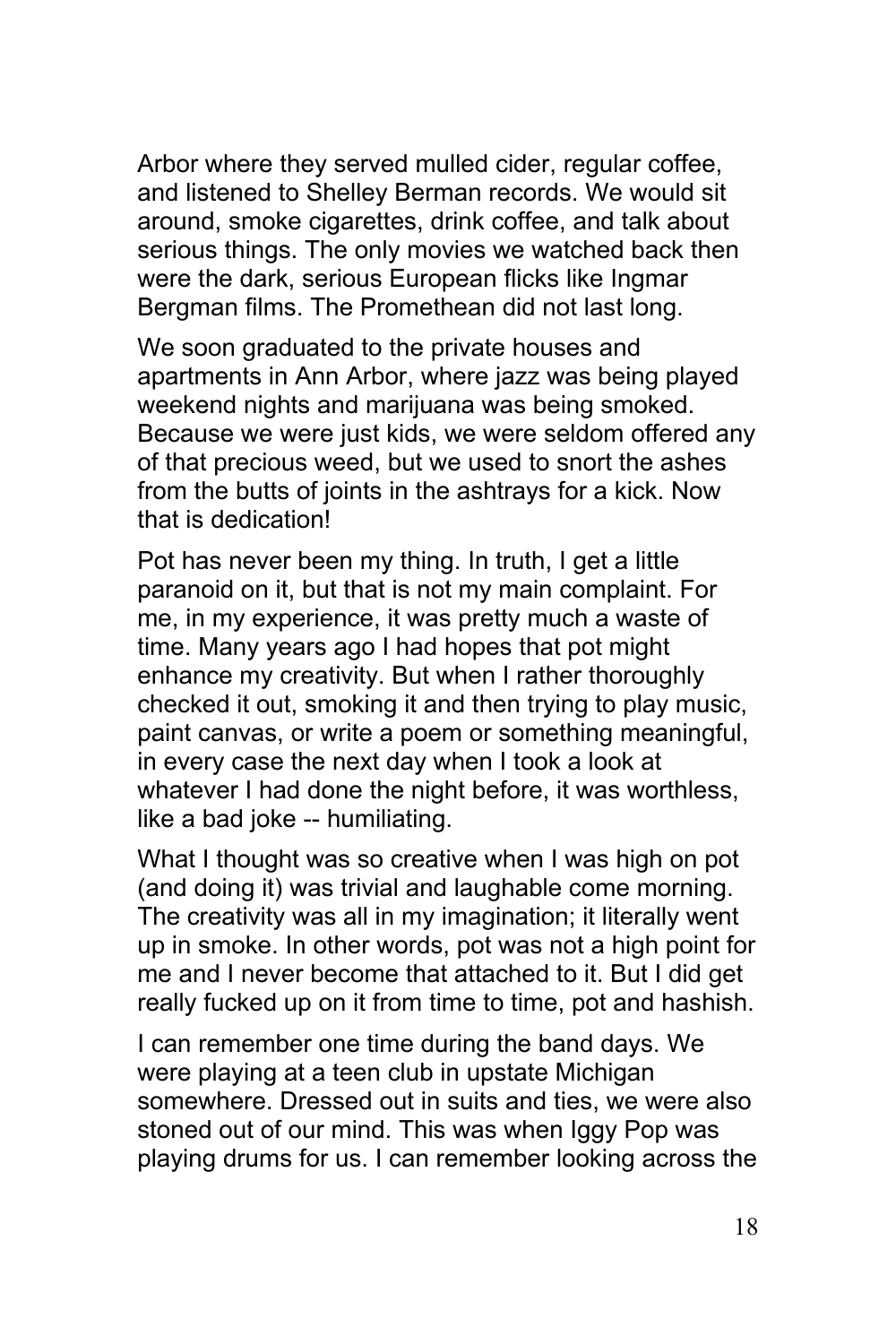Arbor where they served mulled cider, regular coffee, and listened to Shelley Berman records. We would sit around, smoke cigarettes, drink coffee, and talk about serious things. The only movies we watched back then were the dark, serious European flicks like Ingmar Bergman films. The Promethean did not last long.

We soon graduated to the private houses and apartments in Ann Arbor, where jazz was being played weekend nights and marijuana was being smoked. Because we were just kids, we were seldom offered any of that precious weed, but we used to snort the ashes from the butts of joints in the ashtrays for a kick. Now that is dedication!

Pot has never been my thing. In truth, I get a little paranoid on it, but that is not my main complaint. For me, in my experience, it was pretty much a waste of time. Many years ago I had hopes that pot might enhance my creativity. But when I rather thoroughly checked it out, smoking it and then trying to play music, paint canvas, or write a poem or something meaningful, in every case the next day when I took a look at whatever I had done the night before, it was worthless, like a bad joke -- humiliating.

What I thought was so creative when I was high on pot (and doing it) was trivial and laughable come morning. The creativity was all in my imagination; it literally went up in smoke. In other words, pot was not a high point for me and I never become that attached to it. But I did get really fucked up on it from time to time, pot and hashish.

I can remember one time during the band days. We were playing at a teen club in upstate Michigan somewhere. Dressed out in suits and ties, we were also stoned out of our mind. This was when Iggy Pop was playing drums for us. I can remember looking across the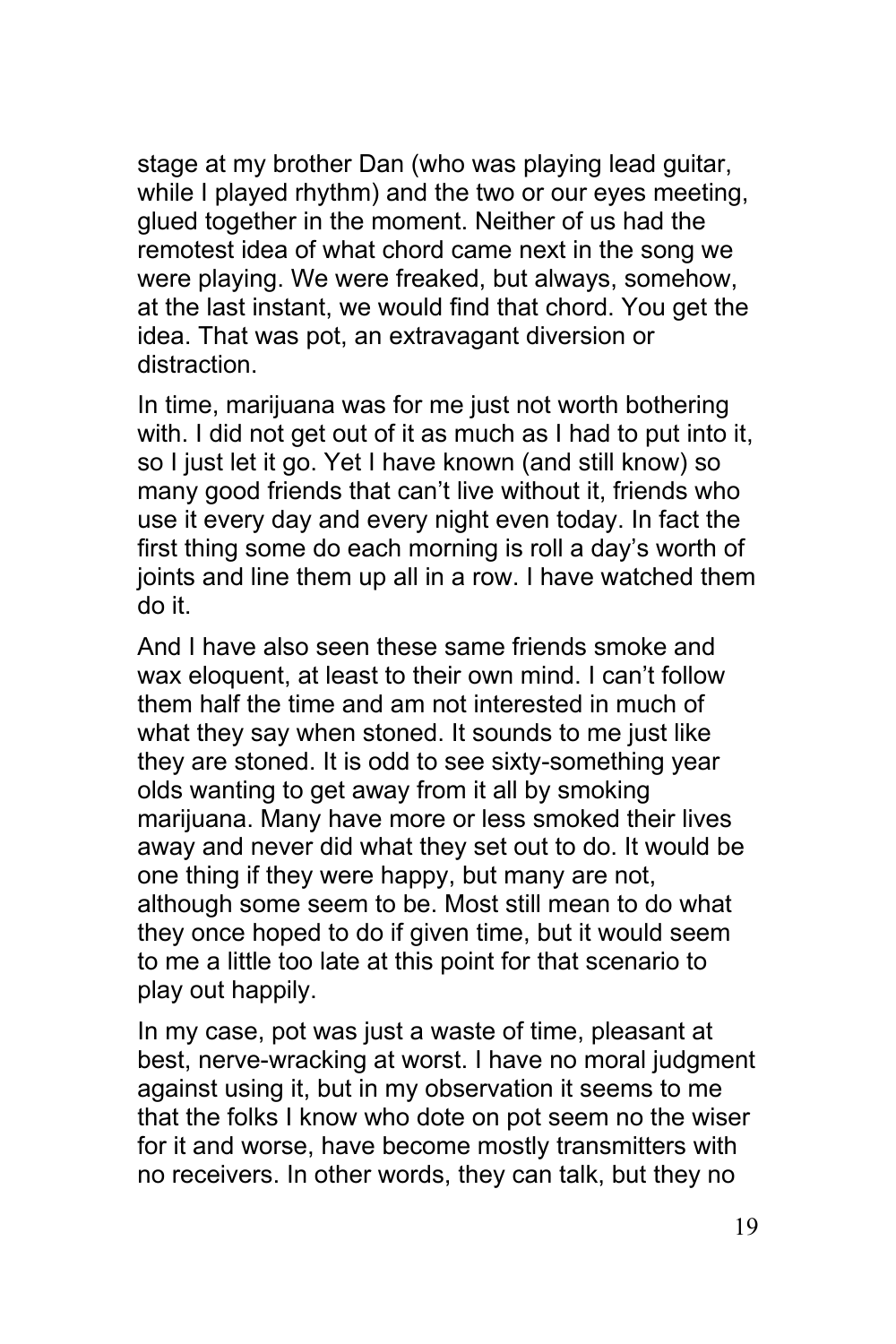stage at my brother Dan (who was playing lead guitar, while I played rhythm) and the two or our eyes meeting, glued together in the moment. Neither of us had the remotest idea of what chord came next in the song we were playing. We were freaked, but always, somehow, at the last instant, we would find that chord. You get the idea. That was pot, an extravagant diversion or distraction.

In time, marijuana was for me just not worth bothering with. I did not get out of it as much as I had to put into it, so I just let it go. Yet I have known (and still know) so many good friends that can't live without it, friends who use it every day and every night even today. In fact the first thing some do each morning is roll a day's worth of joints and line them up all in a row. I have watched them do it.

And I have also seen these same friends smoke and wax eloquent, at least to their own mind. I can't follow them half the time and am not interested in much of what they say when stoned. It sounds to me just like they are stoned. It is odd to see sixty-something year olds wanting to get away from it all by smoking marijuana. Many have more or less smoked their lives away and never did what they set out to do. It would be one thing if they were happy, but many are not, although some seem to be. Most still mean to do what they once hoped to do if given time, but it would seem to me a little too late at this point for that scenario to play out happily.

In my case, pot was just a waste of time, pleasant at best, nerve-wracking at worst. I have no moral judgment against using it, but in my observation it seems to me that the folks I know who dote on pot seem no the wiser for it and worse, have become mostly transmitters with no receivers. In other words, they can talk, but they no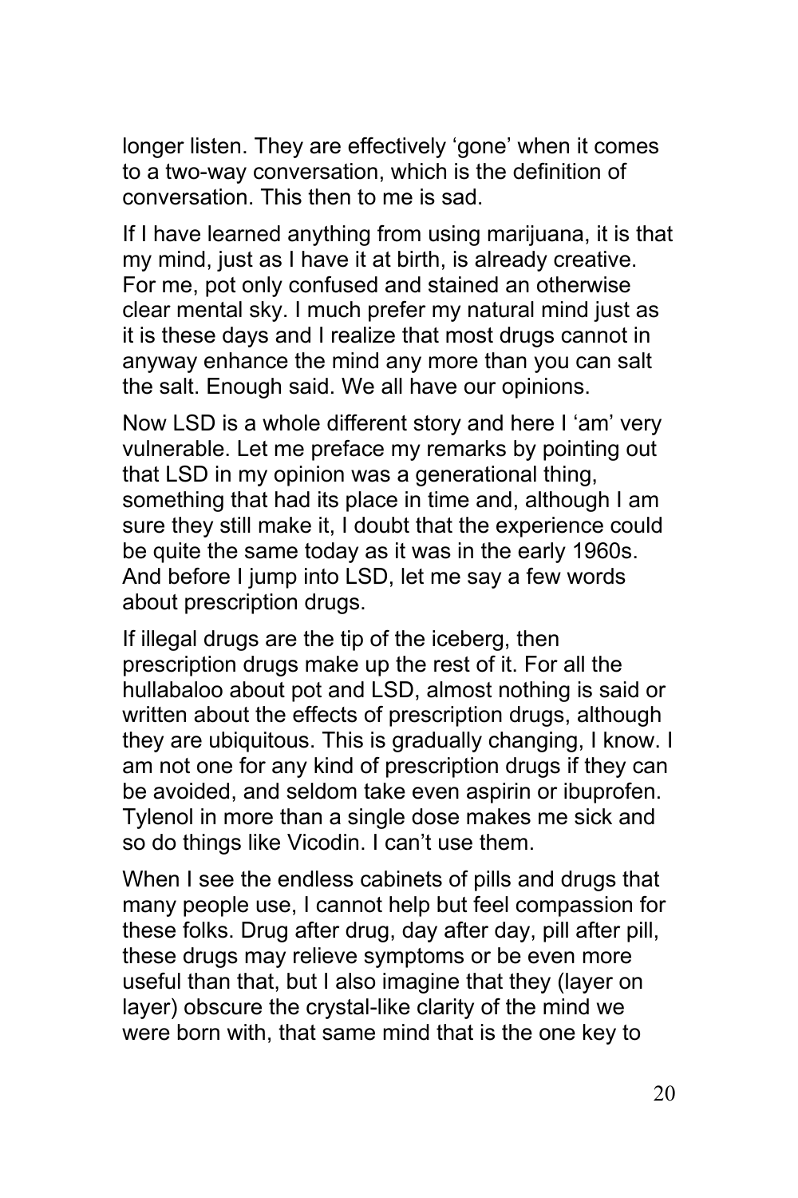longer listen. They are effectively 'gone' when it comes to a two-way conversation, which is the definition of conversation. This then to me is sad.

If I have learned anything from using marijuana, it is that my mind, just as I have it at birth, is already creative. For me, pot only confused and stained an otherwise clear mental sky. I much prefer my natural mind just as it is these days and I realize that most drugs cannot in anyway enhance the mind any more than you can salt the salt. Enough said. We all have our opinions.

Now LSD is a whole different story and here I 'am' very vulnerable. Let me preface my remarks by pointing out that LSD in my opinion was a generational thing, something that had its place in time and, although I am sure they still make it, I doubt that the experience could be quite the same today as it was in the early 1960s. And before I jump into LSD, let me say a few words about prescription drugs.

If illegal drugs are the tip of the iceberg, then prescription drugs make up the rest of it. For all the hullabaloo about pot and LSD, almost nothing is said or written about the effects of prescription drugs, although they are ubiquitous. This is gradually changing, I know. I am not one for any kind of prescription drugs if they can be avoided, and seldom take even aspirin or ibuprofen. Tylenol in more than a single dose makes me sick and so do things like Vicodin. I can't use them.

When I see the endless cabinets of pills and drugs that many people use, I cannot help but feel compassion for these folks. Drug after drug, day after day, pill after pill, these drugs may relieve symptoms or be even more useful than that, but I also imagine that they (layer on layer) obscure the crystal-like clarity of the mind we were born with, that same mind that is the one key to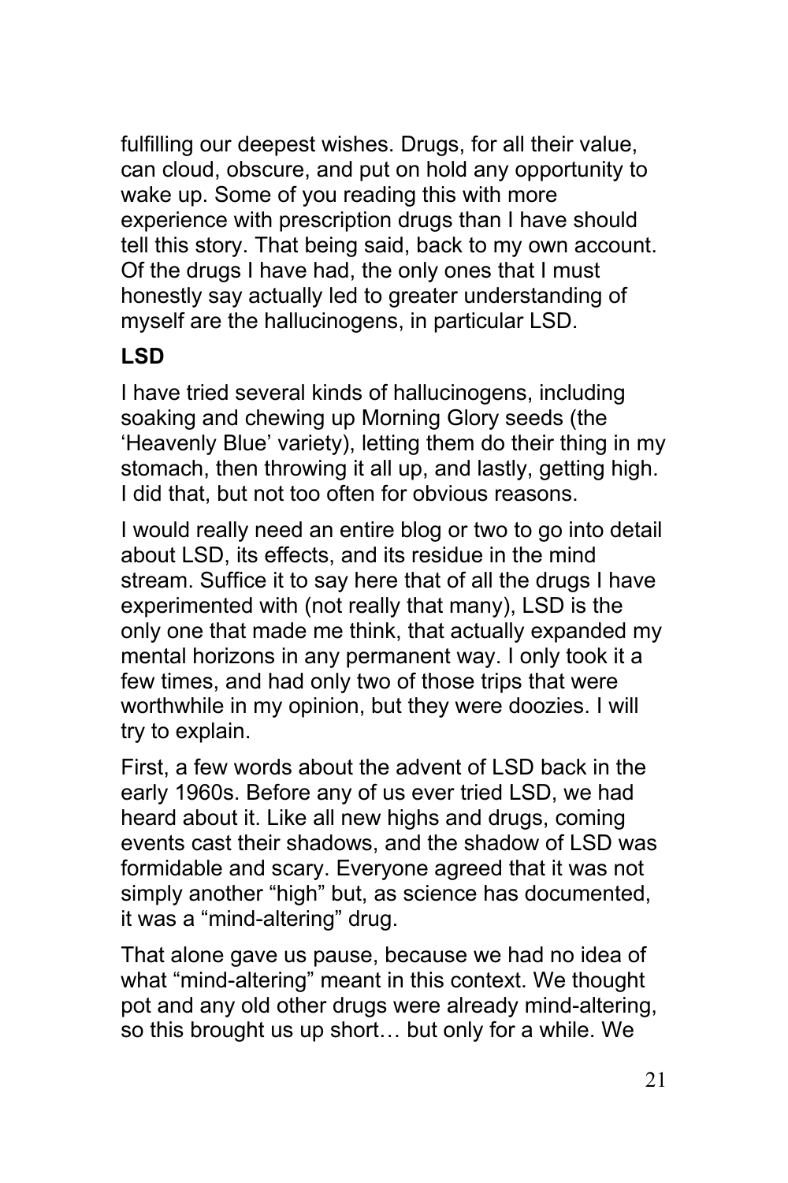fulfilling our deepest wishes. Drugs, for all their value, can cloud, obscure, and put on hold any opportunity to wake up. Some of you reading this with more experience with prescription drugs than I have should tell this story. That being said, back to my own account. Of the drugs I have had, the only ones that I must honestly say actually led to greater understanding of myself are the hallucinogens, in particular LSD.

**LSD**

I have tried several kinds of hallucinogens, including soaking and chewing up Morning Glory seeds (the 'Heavenly Blue' variety), letting them do their thing in my stomach, then throwing it all up, and lastly, getting high. I did that, but not too often for obvious reasons.

I would really need an entire blog or two to go into detail about LSD, its effects, and its residue in the mind stream. Suffice it to say here that of all the drugs I have experimented with (not really that many), LSD is the only one that made me think, that actually expanded my mental horizons in any permanent way. I only took it a few times, and had only two of those trips that were worthwhile in my opinion, but they were doozies. I will try to explain.

First, a few words about the advent of LSD back in the early 1960s. Before any of us ever tried LSD, we had heard about it. Like all new highs and drugs, coming events cast their shadows, and the shadow of LSD was formidable and scary. Everyone agreed that it was not simply another "high" but, as science has documented, it was a "mind-altering" drug.

That alone gave us pause, because we had no idea of what "mind-altering" meant in this context. We thought pot and any old other drugs were already mind-altering, so this brought us up short… but only for a while. We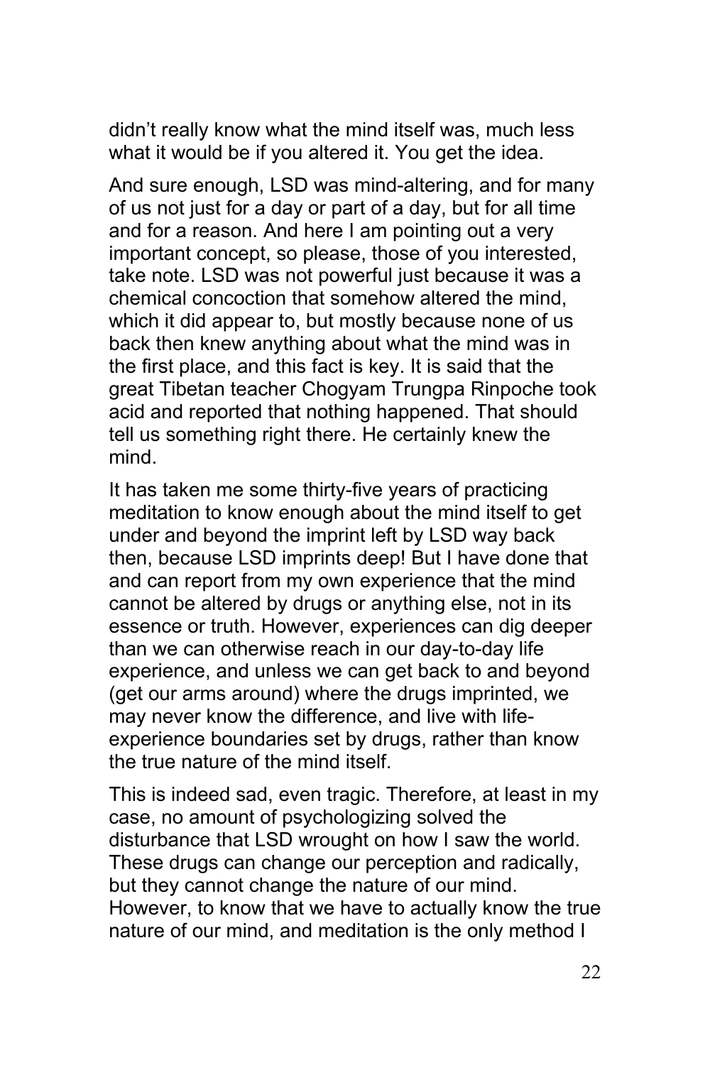didn't really know what the mind itself was, much less what it would be if you altered it. You get the idea.

And sure enough, LSD was mind-altering, and for many of us not just for a day or part of a day, but for all time and for a reason. And here I am pointing out a very important concept, so please, those of you interested, take note. LSD was not powerful just because it was a chemical concoction that somehow altered the mind, which it did appear to, but mostly because none of us back then knew anything about what the mind was in the first place, and this fact is key. It is said that the great Tibetan teacher Chogyam Trungpa Rinpoche took acid and reported that nothing happened. That should tell us something right there. He certainly knew the mind.

It has taken me some thirty-five years of practicing meditation to know enough about the mind itself to get under and beyond the imprint left by LSD way back then, because LSD imprints deep! But I have done that and can report from my own experience that the mind cannot be altered by drugs or anything else, not in its essence or truth. However, experiences can dig deeper than we can otherwise reach in our day-to-day life experience, and unless we can get back to and beyond (get our arms around) where the drugs imprinted, we may never know the difference, and live with life-experience boundaries set by drugs, rather than know the true nature of the mind itself.

This is indeed sad, even tragic. Therefore, at least in my case, no amount of psychologizing solved the disturbance that LSD wrought on how I saw the world. These drugs can change our perception and radically, but they cannot change the nature of our mind. However, to know that we have to actually know the true nature of our mind, and meditation is the only method I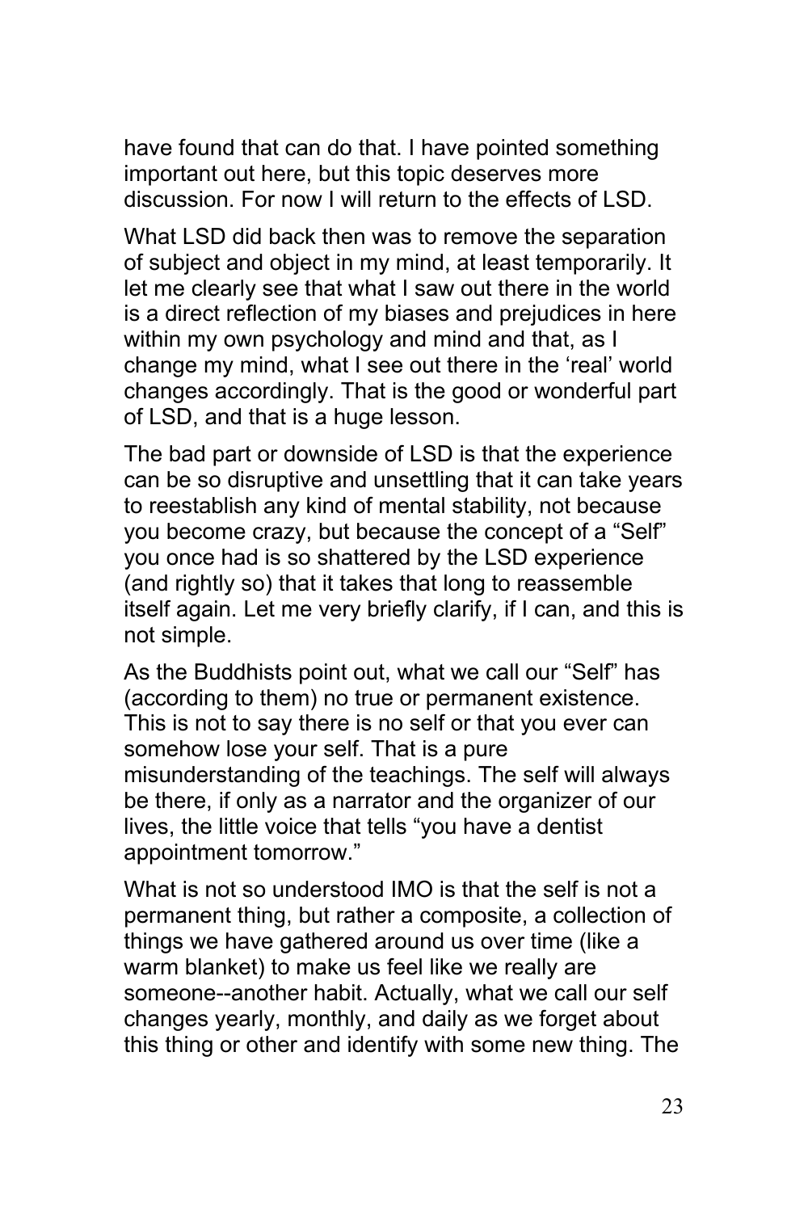have found that can do that. I have pointed something important out here, but this topic deserves more discussion. For now I will return to the effects of LSD.

What LSD did back then was to remove the separation of subject and object in my mind, at least temporarily. It let me clearly see that what I saw out there in the world is a direct reflection of my biases and prejudices in here within my own psychology and mind and that, as I change my mind, what I see out there in the 'real' world changes accordingly. That is the good or wonderful part of LSD, and that is a huge lesson.

The bad part or downside of LSD is that the experience can be so disruptive and unsettling that it can take years to reestablish any kind of mental stability, not because you become crazy, but because the concept of a "Self" you once had is so shattered by the LSD experience (and rightly so) that it takes that long to reassemble itself again. Let me very briefly clarify, if I can, and this is not simple.

As the Buddhists point out, what we call our "Self" has (according to them) no true or permanent existence. This is not to say there is no self or that you ever can somehow lose your self. That is a pure misunderstanding of the teachings. The self will always be there, if only as a narrator and the organizer of our lives, the little voice that tells "you have a dentist appointment tomorrow."

What is not so understood IMO is that the self is not a permanent thing, but rather a composite, a collection of things we have gathered around us over time (like a warm blanket) to make us feel like we really are someone--another habit. Actually, what we call our self changes yearly, monthly, and daily as we forget about this thing or other and identify with some new thing. The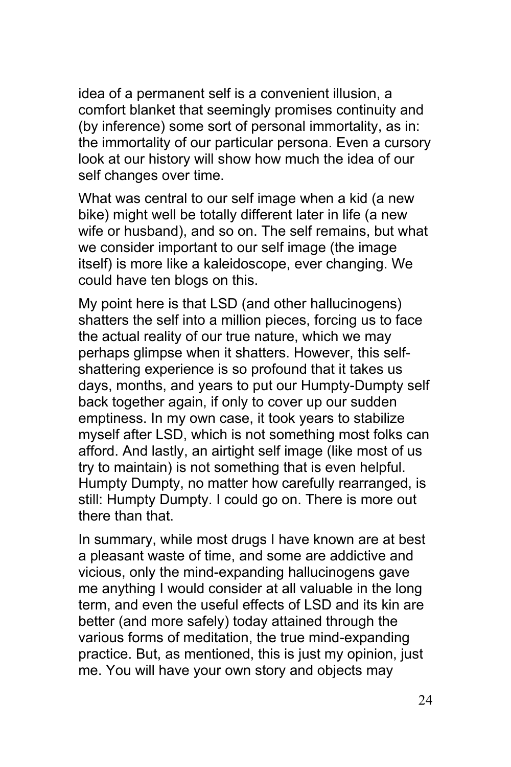idea of a permanent self is a convenient illusion, a comfort blanket that seemingly promises continuity and (by inference) some sort of personal immortality, as in: the immortality of our particular persona. Even a cursory look at our history will show how much the idea of our self changes over time.

What was central to our self image when a kid (a new bike) might well be totally different later in life (a new wife or husband), and so on. The self remains, but what we consider important to our self image (the image itself) is more like a kaleidoscope, ever changing. We could have ten blogs on this.

My point here is that LSD (and other hallucinogens) shatters the self into a million pieces, forcing us to face the actual reality of our true nature, which we may perhaps glimpse when it shatters. However, this self-shattering experience is so profound that it takes us days, months, and years to put our Humpty-Dumpty self back together again, if only to cover up our sudden emptiness. In my own case, it took years to stabilize myself after LSD, which is not something most folks can afford. And lastly, an airtight self image (like most of us try to maintain) is not something that is even helpful. Humpty Dumpty, no matter how carefully rearranged, is still: Humpty Dumpty. I could go on. There is more out there than that.

In summary, while most drugs I have known are at best a pleasant waste of time, and some are addictive and vicious, only the mind-expanding hallucinogens gave me anything I would consider at all valuable in the long term, and even the useful effects of LSD and its kin are better (and more safely) today attained through the various forms of meditation, the true mind-expanding practice. But, as mentioned, this is just my opinion, just me. You will have your own story and objects may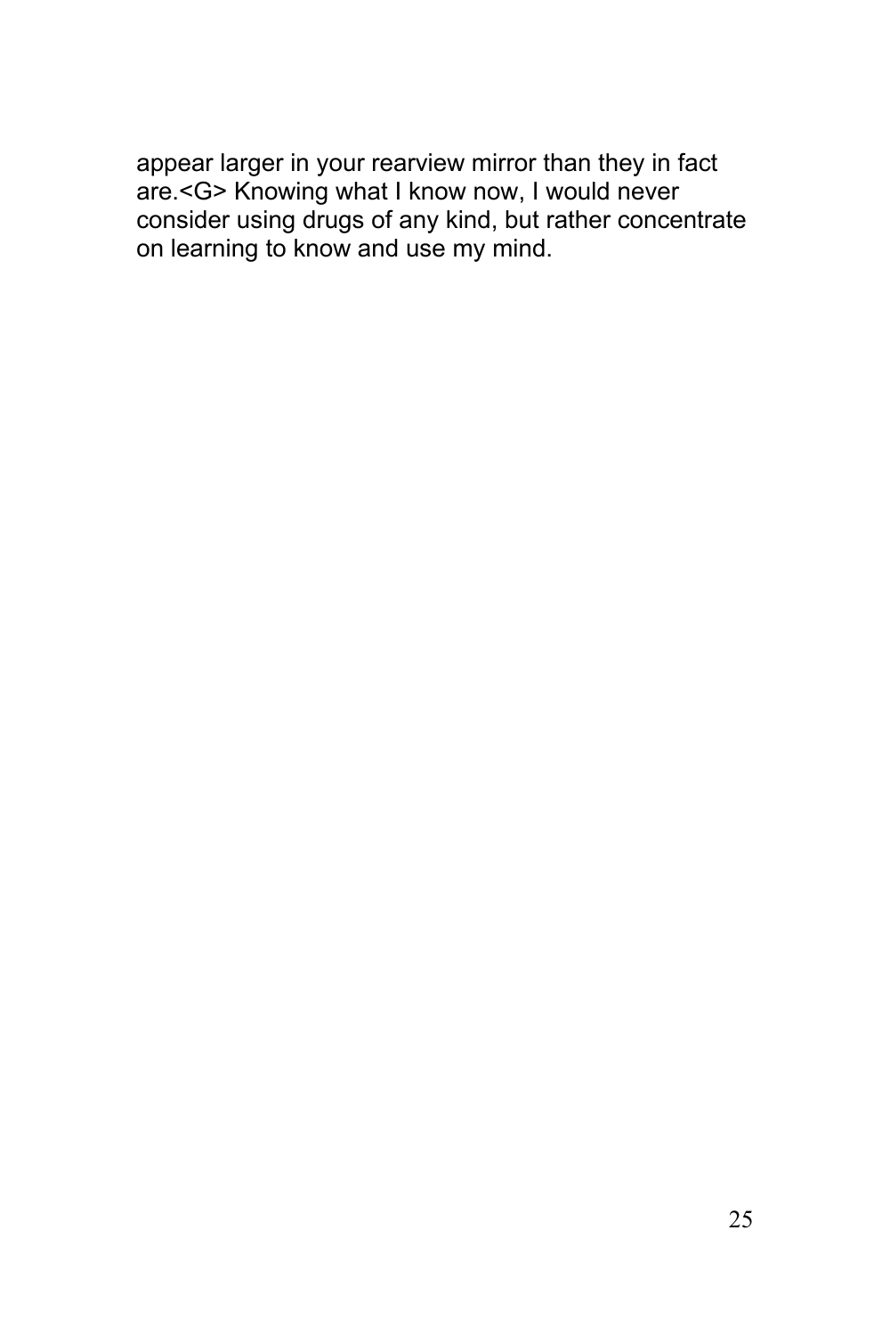appear larger in your rearview mirror than they in fact are.<G> Knowing what I know now, I would never consider using drugs of any kind, but rather concentrate on learning to know and use my mind.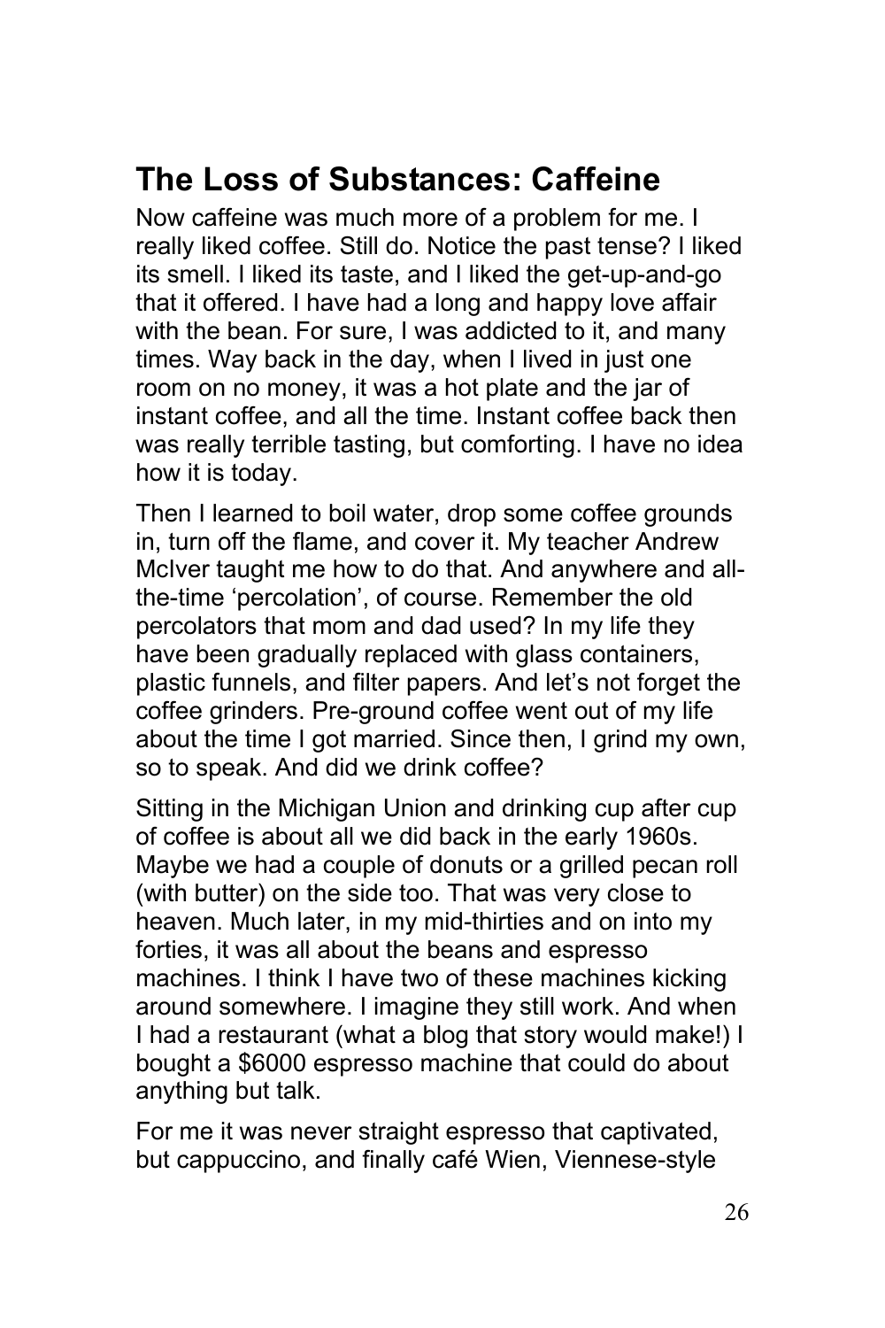## The Loss of Substances: Caffeine

Now caffeine was much more of a problem for me. I really liked coffee. Still do. Notice the past tense? I liked its smell. I liked its taste, and I liked the get-up-and-go that it offered. I have had a long and happy love affair with the bean. For sure, I was addicted to it, and many times. Way back in the day, when I lived in just one room on no money, it was a hot plate and the jar of instant coffee, and all the time. Instant coffee back then was really terrible tasting, but comforting. I have no idea how it is today.

Then I learned to boil water, drop some coffee grounds in, turn off the flame, and cover it. My teacher Andrew McIver taught me how to do that. And anywhere and all-the-time 'percolation', of course. Remember the old percolators that mom and dad used? In my life they have been gradually replaced with glass containers, plastic funnels, and filter papers. And let's not forget the coffee grinders. Pre-ground coffee went out of my life about the time I got married. Since then, I grind my own, so to speak. And did we drink coffee?

Sitting in the Michigan Union and drinking cup after cup of coffee is about all we did back in the early 1960s. Maybe we had a couple of donuts or a grilled pecan roll (with butter) on the side too. That was very close to heaven. Much later, in my mid-thirties and on into my forties, it was all about the beans and espresso machines. I think I have two of these machines kicking around somewhere. I imagine they still work. And when I had a restaurant (what a blog that story would make!) I bought a $6000 espresso machine that could do about anything but talk.

For me it was never straight espresso that captivated, but cappuccino, and finally café Wien, Viennese-style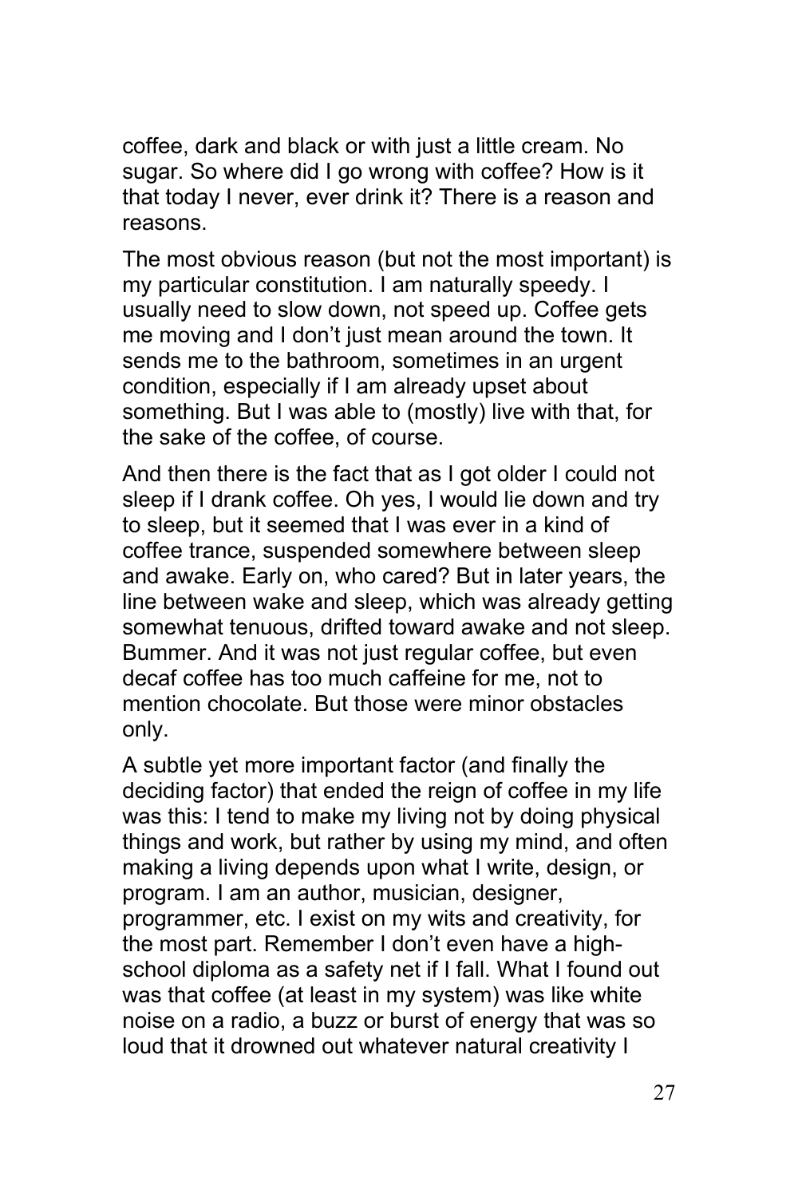coffee, dark and black or with just a little cream. No sugar. So where did I go wrong with coffee? How is it that today I never, ever drink it? There is a reason and reasons.

The most obvious reason (but not the most important) is my particular constitution. I am naturally speedy. I usually need to slow down, not speed up. Coffee gets me moving and I don't just mean around the town. It sends me to the bathroom, sometimes in an urgent condition, especially if I am already upset about something. But I was able to (mostly) live with that, for the sake of the coffee, of course.

And then there is the fact that as I got older I could not sleep if I drank coffee. Oh yes, I would lie down and try to sleep, but it seemed that I was ever in a kind of coffee trance, suspended somewhere between sleep and awake. Early on, who cared? But in later years, the line between wake and sleep, which was already getting somewhat tenuous, drifted toward awake and not sleep. Bummer. And it was not just regular coffee, but even decaf coffee has too much caffeine for me, not to mention chocolate. But those were minor obstacles only.

A subtle yet more important factor (and finally the deciding factor) that ended the reign of coffee in my life was this: I tend to make my living not by doing physical things and work, but rather by using my mind, and often making a living depends upon what I write, design, or program. I am an author, musician, designer, programmer, etc. I exist on my wits and creativity, for the most part. Remember I don't even have a high-school diploma as a safety net if I fall. What I found out was that coffee (at least in my system) was like white noise on a radio, a buzz or burst of energy that was so loud that it drowned out whatever natural creativity I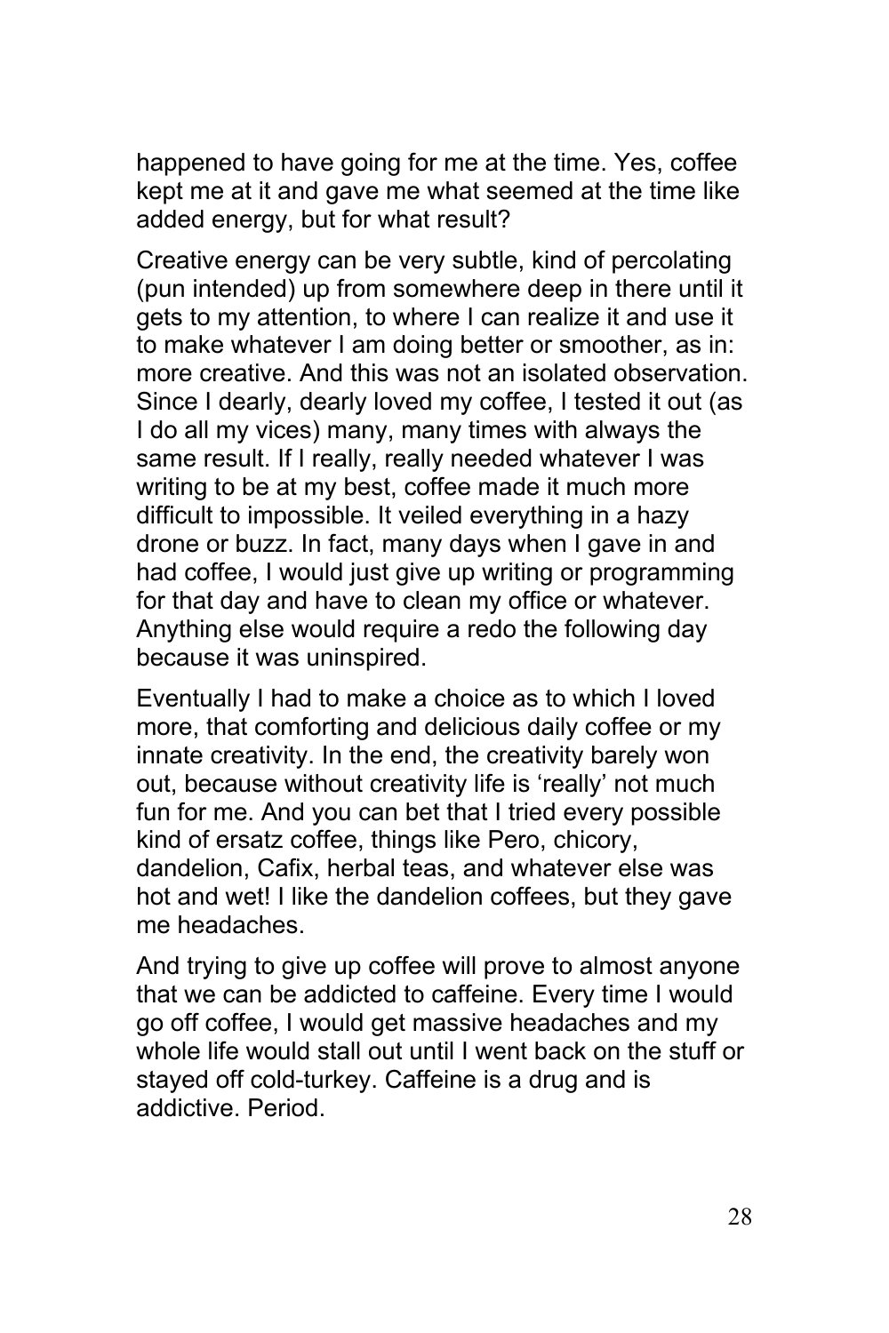happened to have going for me at the time. Yes, coffee kept me at it and gave me what seemed at the time like added energy, but for what result?

Creative energy can be very subtle, kind of percolating (pun intended) up from somewhere deep in there until it gets to my attention, to where I can realize it and use it to make whatever I am doing better or smoother, as in: more creative. And this was not an isolated observation. Since I dearly, dearly loved my coffee, I tested it out (as I do all my vices) many, many times with always the same result. If I really, really needed whatever I was writing to be at my best, coffee made it much more difficult to impossible. It veiled everything in a hazy drone or buzz. In fact, many days when I gave in and had coffee, I would just give up writing or programming for that day and have to clean my office or whatever. Anything else would require a redo the following day because it was uninspired.

Eventually I had to make a choice as to which I loved more, that comforting and delicious daily coffee or my innate creativity. In the end, the creativity barely won out, because without creativity life is 'really' not much fun for me. And you can bet that I tried every possible kind of ersatz coffee, things like Pero, chicory, dandelion, Cafix, herbal teas, and whatever else was hot and wet! I like the dandelion coffees, but they gave me headaches.

And trying to give up coffee will prove to almost anyone that we can be addicted to caffeine. Every time I would go off coffee, I would get massive headaches and my whole life would stall out until I went back on the stuff or stayed off cold-turkey. Caffeine is a drug and is addictive. Period.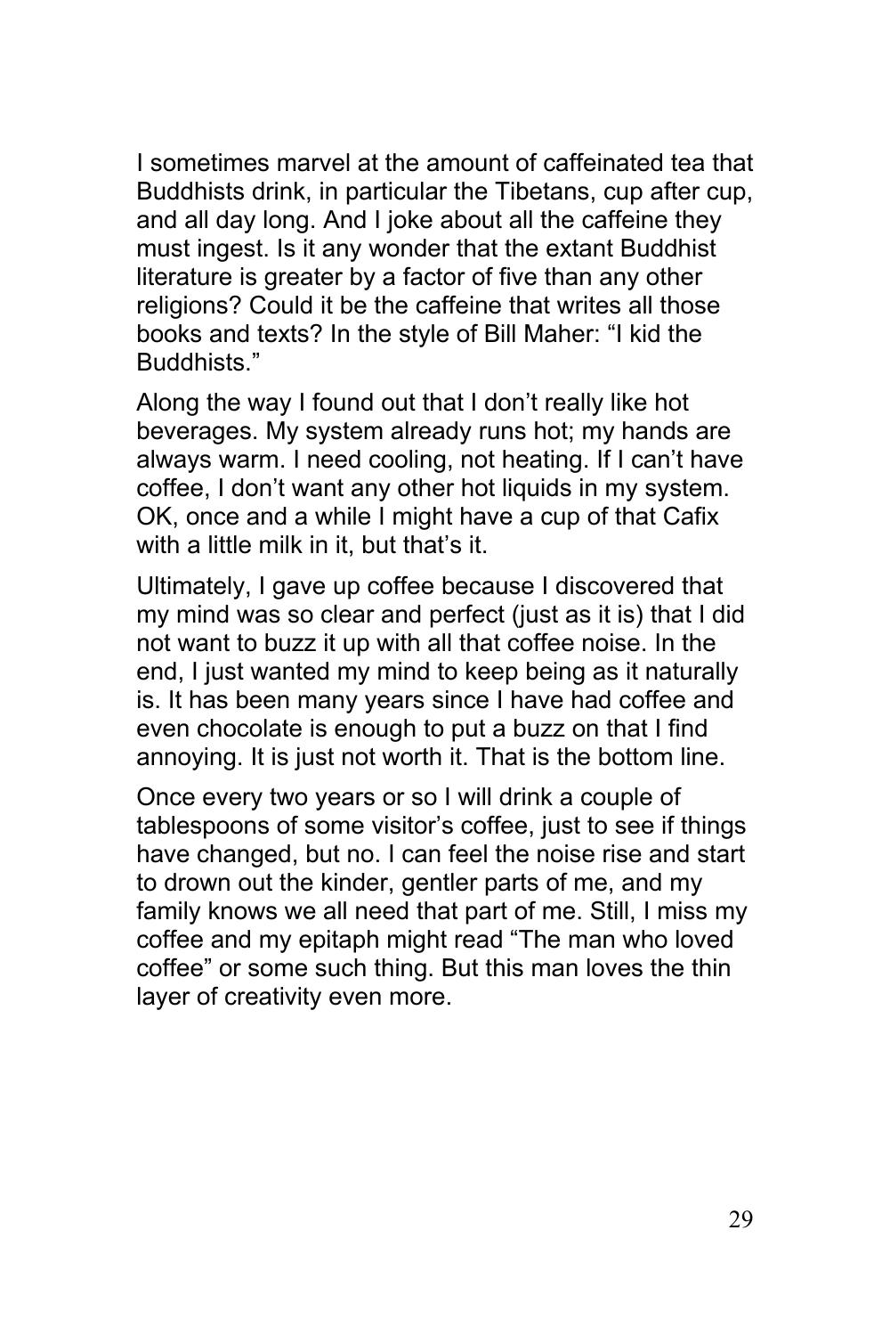I sometimes marvel at the amount of caffeinated tea that Buddhists drink, in particular the Tibetans, cup after cup, and all day long. And I joke about all the caffeine they must ingest. Is it any wonder that the extant Buddhist literature is greater by a factor of five than any other religions? Could it be the caffeine that writes all those books and texts? In the style of Bill Maher: "I kid the Buddhists."

Along the way I found out that I don't really like hot beverages. My system already runs hot; my hands are always warm. I need cooling, not heating. If I can't have coffee, I don't want any other hot liquids in my system. OK, once and a while I might have a cup of that Cafix with a little milk in it, but that's it.

Ultimately, I gave up coffee because I discovered that my mind was so clear and perfect (just as it is) that I did not want to buzz it up with all that coffee noise. In the end, I just wanted my mind to keep being as it naturally is. It has been many years since I have had coffee and even chocolate is enough to put a buzz on that I find annoying. It is just not worth it. That is the bottom line.

Once every two years or so I will drink a couple of tablespoons of some visitor's coffee, just to see if things have changed, but no. I can feel the noise rise and start to drown out the kinder, gentler parts of me, and my family knows we all need that part of me. Still, I miss my coffee and my epitaph might read "The man who loved coffee" or some such thing. But this man loves the thin layer of creativity even more.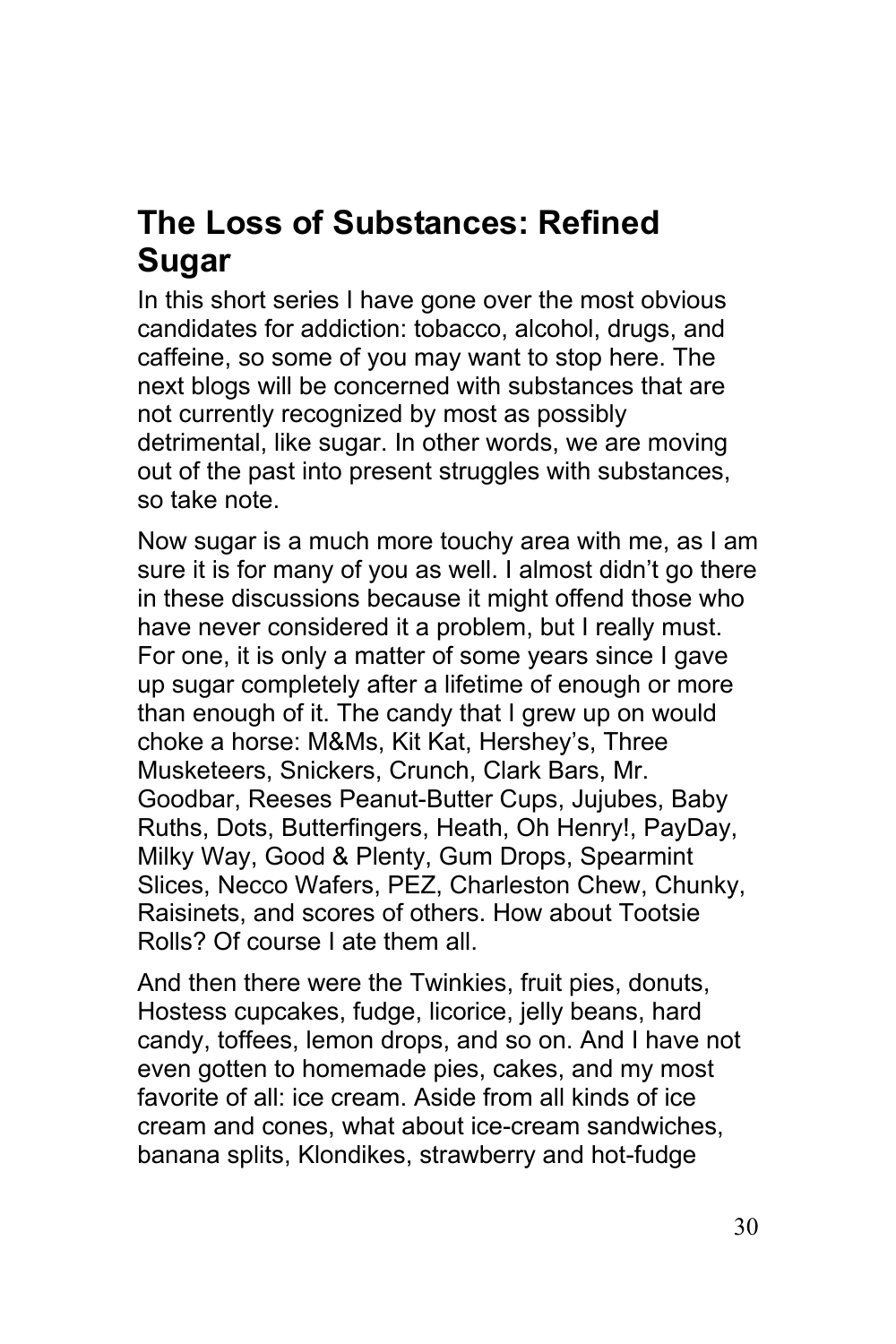## The Loss of Substances: Refined Sugar

In this short series I have gone over the most obvious candidates for addiction: tobacco, alcohol, drugs, and caffeine, so some of you may want to stop here. The next blogs will be concerned with substances that are not currently recognized by most as possibly detrimental, like sugar. In other words, we are moving out of the past into present struggles with substances, so take note.

Now sugar is a much more touchy area with me, as I am sure it is for many of you as well. I almost didn't go there in these discussions because it might offend those who have never considered it a problem, but I really must. For one, it is only a matter of some years since I gave up sugar completely after a lifetime of enough or more than enough of it. The candy that I grew up on would choke a horse: M&Ms, Kit Kat, Hershey's, Three Musketeers, Snickers, Crunch, Clark Bars, Mr. Goodbar, Reeses Peanut-Butter Cups, Jujubes, Baby Ruths, Dots, Butterfingers, Heath, Oh Henry!, PayDay, Milky Way, Good & Plenty, Gum Drops, Spearmint Slices, Necco Wafers, PEZ, Charleston Chew, Chunky, Raisinets, and scores of others. How about Tootsie Rolls? Of course I ate them all.

And then there were the Twinkies, fruit pies, donuts, Hostess cupcakes, fudge, licorice, jelly beans, hard candy, toffees, lemon drops, and so on. And I have not even gotten to homemade pies, cakes, and my most favorite of all: ice cream. Aside from all kinds of ice cream and cones, what about ice-cream sandwiches, banana splits, Klondikes, strawberry and hot-fudge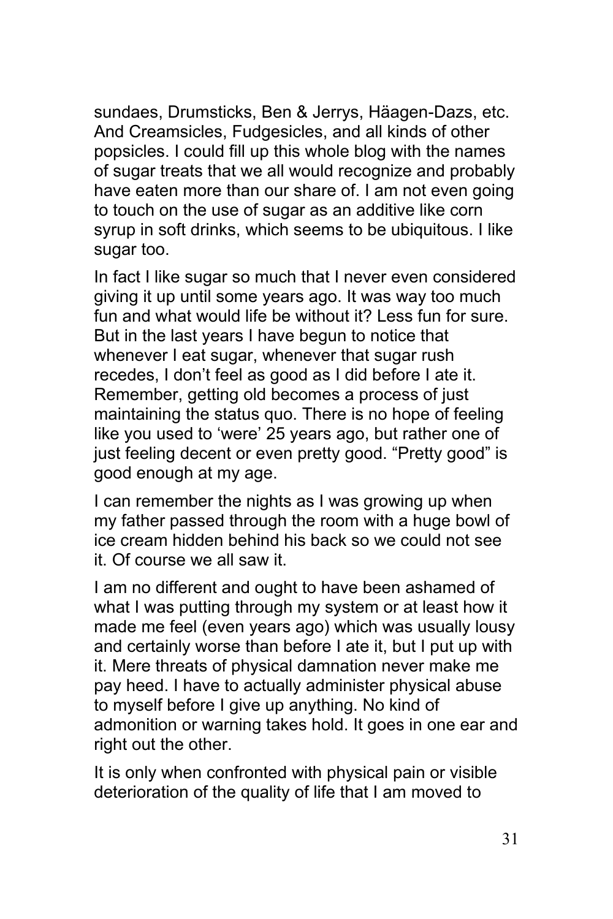sundaes, Drumsticks, Ben & Jerrys, Häagen-Dazs, etc. And Creamsicles, Fudgesicles, and all kinds of other popsicles. I could fill up this whole blog with the names of sugar treats that we all would recognize and probably have eaten more than our share of. I am not even going to touch on the use of sugar as an additive like corn syrup in soft drinks, which seems to be ubiquitous. I like sugar too.

In fact I like sugar so much that I never even considered giving it up until some years ago. It was way too much fun and what would life be without it? Less fun for sure. But in the last years I have begun to notice that whenever I eat sugar, whenever that sugar rush recedes, I don't feel as good as I did before I ate it. Remember, getting old becomes a process of just maintaining the status quo. There is no hope of feeling like you used to 'were' 25 years ago, but rather one of just feeling decent or even pretty good. "Pretty good" is good enough at my age.

I can remember the nights as I was growing up when my father passed through the room with a huge bowl of ice cream hidden behind his back so we could not see it. Of course we all saw it.

I am no different and ought to have been ashamed of what I was putting through my system or at least how it made me feel (even years ago) which was usually lousy and certainly worse than before I ate it, but I put up with it. Mere threats of physical damnation never make me pay heed. I have to actually administer physical abuse to myself before I give up anything. No kind of admonition or warning takes hold. It goes in one ear and right out the other.

It is only when confronted with physical pain or visible deterioration of the quality of life that I am moved to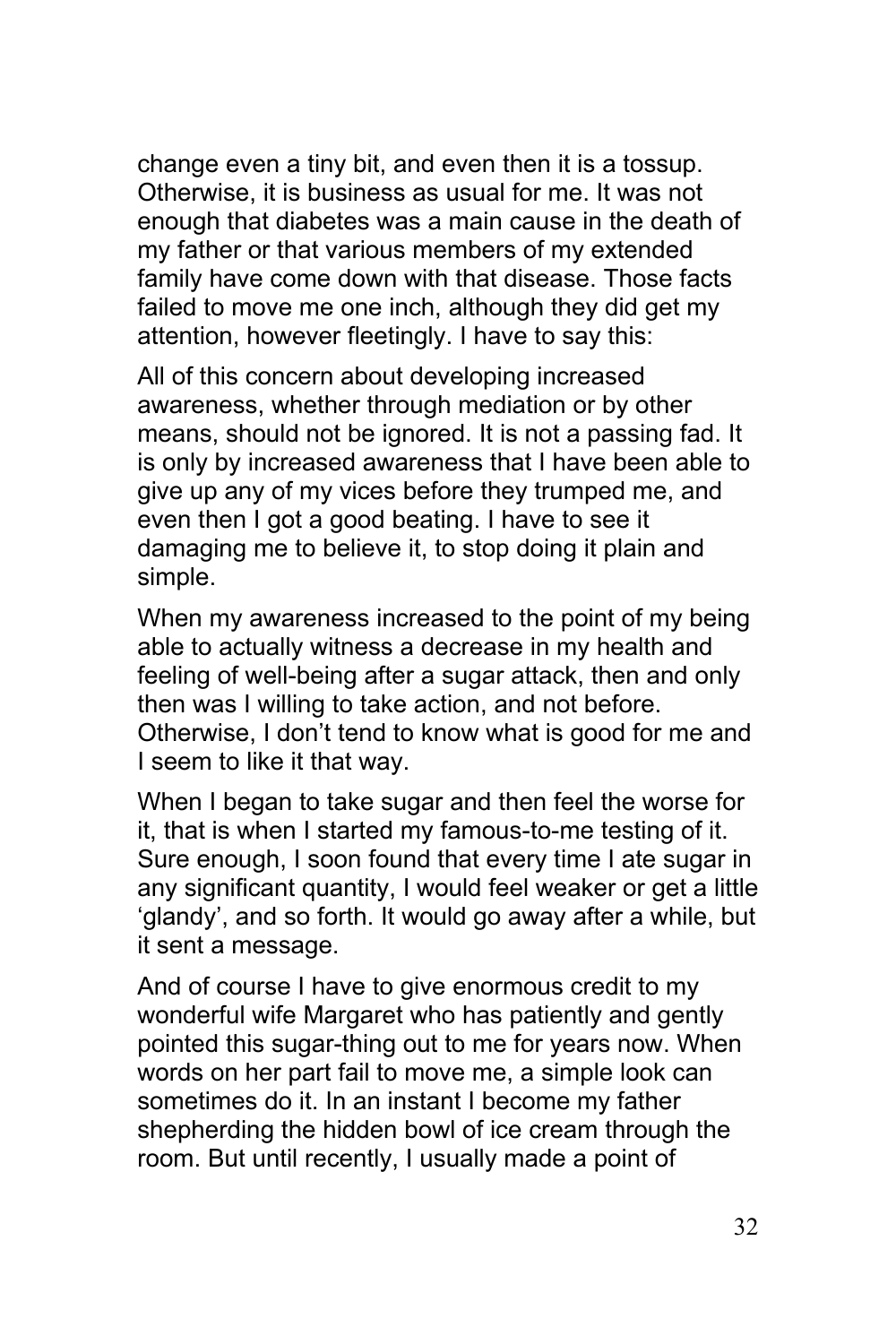change even a tiny bit, and even then it is a tossup. Otherwise, it is business as usual for me. It was not enough that diabetes was a main cause in the death of my father or that various members of my extended family have come down with that disease. Those facts failed to move me one inch, although they did get my attention, however fleetingly. I have to say this:

All of this concern about developing increased awareness, whether through mediation or by other means, should not be ignored. It is not a passing fad. It is only by increased awareness that I have been able to give up any of my vices before they trumped me, and even then I got a good beating. I have to see it damaging me to believe it, to stop doing it plain and simple.

When my awareness increased to the point of my being able to actually witness a decrease in my health and feeling of well-being after a sugar attack, then and only then was I willing to take action, and not before. Otherwise, I don't tend to know what is good for me and I seem to like it that way.

When I began to take sugar and then feel the worse for it, that is when I started my famous-to-me testing of it. Sure enough, I soon found that every time I ate sugar in any significant quantity, I would feel weaker or get a little 'glandy', and so forth. It would go away after a while, but it sent a message.

And of course I have to give enormous credit to my wonderful wife Margaret who has patiently and gently pointed this sugar-thing out to me for years now. When words on her part fail to move me, a simple look can sometimes do it. In an instant I become my father shepherding the hidden bowl of ice cream through the room. But until recently, I usually made a point of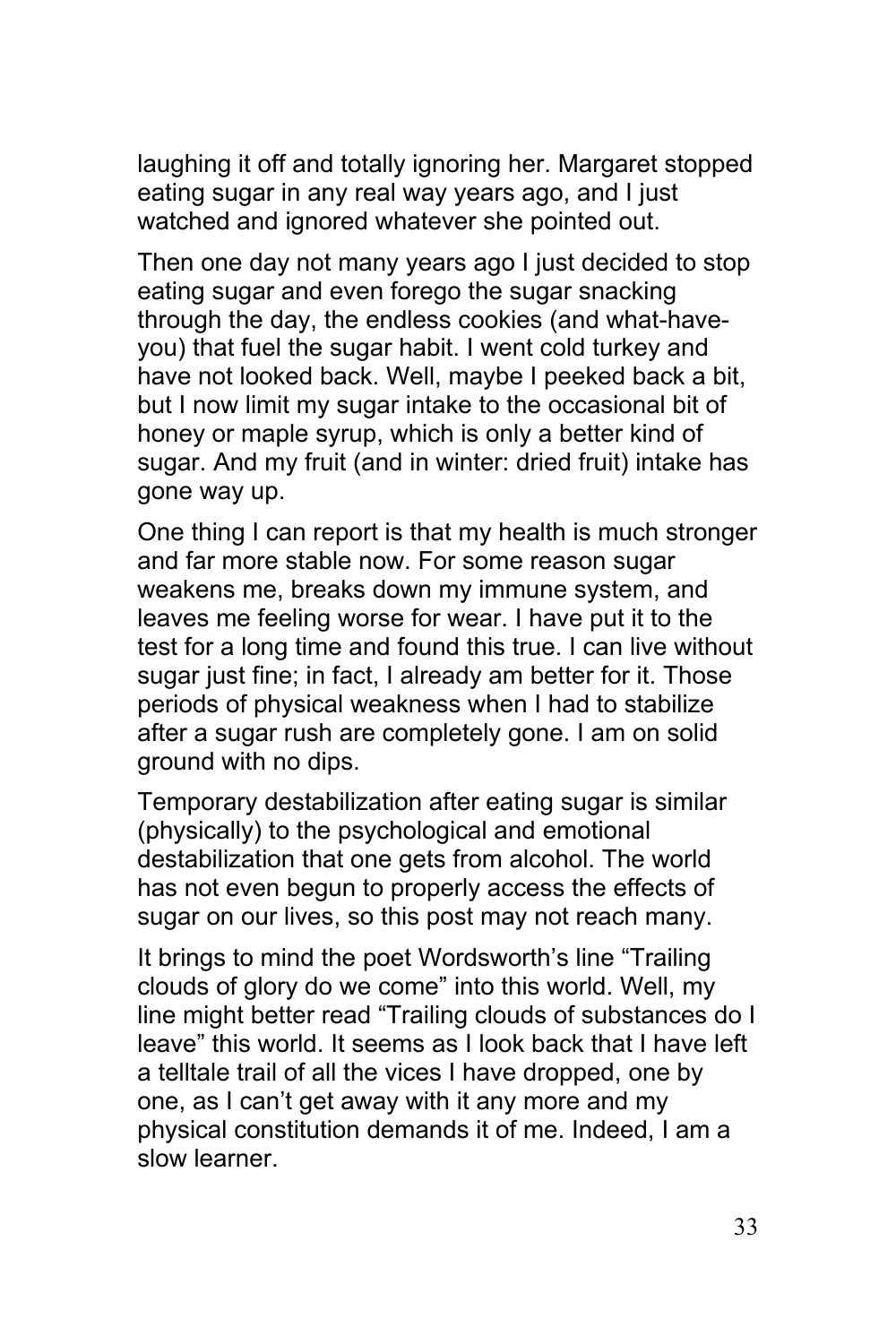laughing it off and totally ignoring her. Margaret stopped eating sugar in any real way years ago, and I just watched and ignored whatever she pointed out.

Then one day not many years ago I just decided to stop eating sugar and even forego the sugar snacking through the day, the endless cookies (and what-have-you) that fuel the sugar habit. I went cold turkey and have not looked back. Well, maybe I peeked back a bit, but I now limit my sugar intake to the occasional bit of honey or maple syrup, which is only a better kind of sugar. And my fruit (and in winter: dried fruit) intake has gone way up.

One thing I can report is that my health is much stronger and far more stable now. For some reason sugar weakens me, breaks down my immune system, and leaves me feeling worse for wear. I have put it to the test for a long time and found this true. I can live without sugar just fine; in fact, I already am better for it. Those periods of physical weakness when I had to stabilize after a sugar rush are completely gone. I am on solid ground with no dips.

Temporary destabilization after eating sugar is similar (physically) to the psychological and emotional destabilization that one gets from alcohol. The world has not even begun to properly access the effects of sugar on our lives, so this post may not reach many.

It brings to mind the poet Wordsworth's line "Trailing clouds of glory do we come" into this world. Well, my line might better read "Trailing clouds of substances do I leave" this world. It seems as I look back that I have left a telltale trail of all the vices I have dropped, one by one, as I can't get away with it any more and my physical constitution demands it of me. Indeed, I am a slow learner.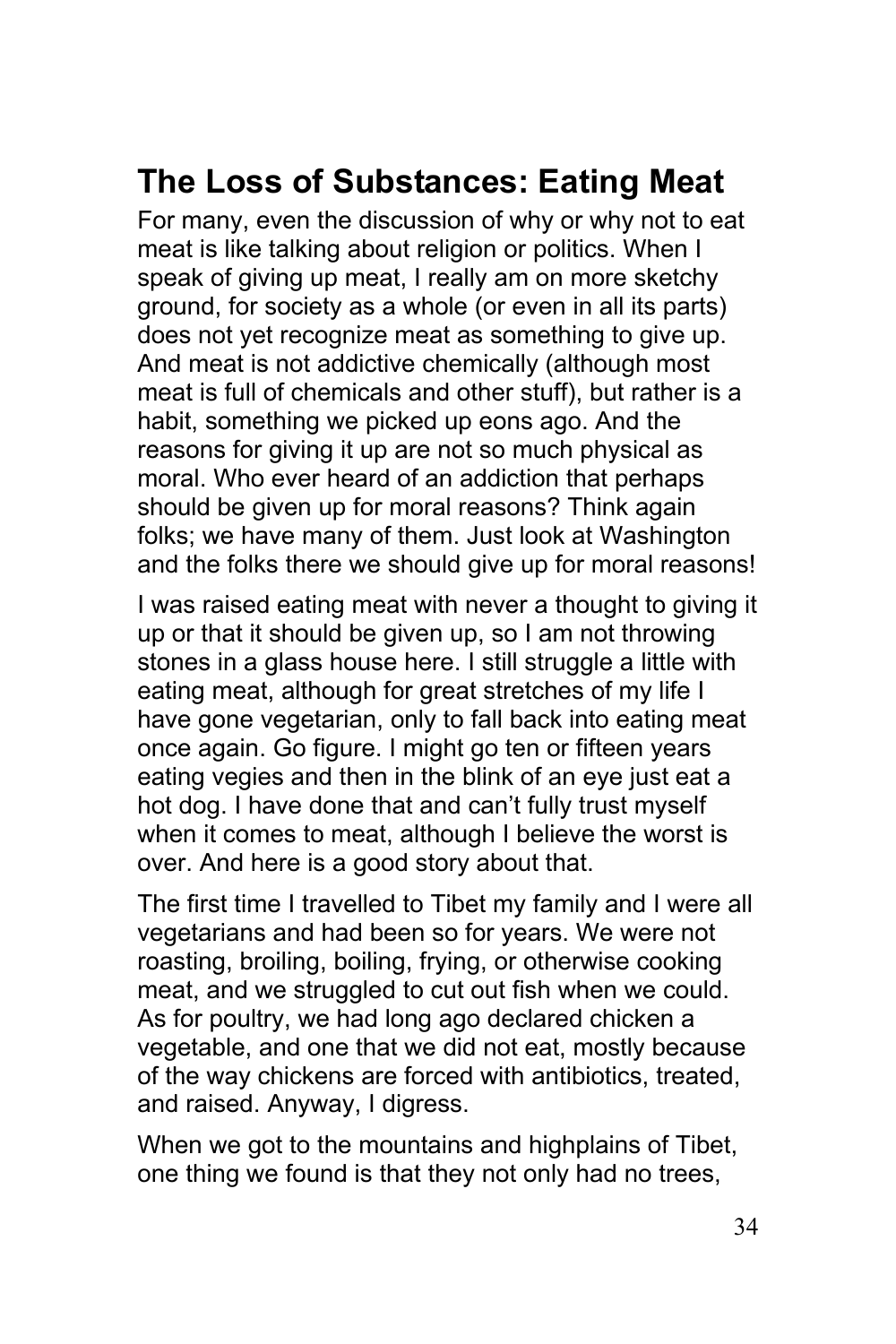## The Loss of Substances: Eating Meat

For many, even the discussion of why or why not to eat meat is like talking about religion or politics. When I speak of giving up meat, I really am on more sketchy ground, for society as a whole (or even in all its parts) does not yet recognize meat as something to give up. And meat is not addictive chemically (although most meat is full of chemicals and other stuff), but rather is a habit, something we picked up eons ago. And the reasons for giving it up are not so much physical as moral. Who ever heard of an addiction that perhaps should be given up for moral reasons? Think again folks; we have many of them. Just look at Washington and the folks there we should give up for moral reasons!

I was raised eating meat with never a thought to giving it up or that it should be given up, so I am not throwing stones in a glass house here. I still struggle a little with eating meat, although for great stretches of my life I have gone vegetarian, only to fall back into eating meat once again. Go figure. I might go ten or fifteen years eating vegies and then in the blink of an eye just eat a hot dog. I have done that and can't fully trust myself when it comes to meat, although I believe the worst is over. And here is a good story about that.

The first time I travelled to Tibet my family and I were all vegetarians and had been so for years. We were not roasting, broiling, boiling, frying, or otherwise cooking meat, and we struggled to cut out fish when we could. As for poultry, we had long ago declared chicken a vegetable, and one that we did not eat, mostly because of the way chickens are forced with antibiotics, treated, and raised. Anyway, I digress.

When we got to the mountains and highplains of Tibet, one thing we found is that they not only had no trees,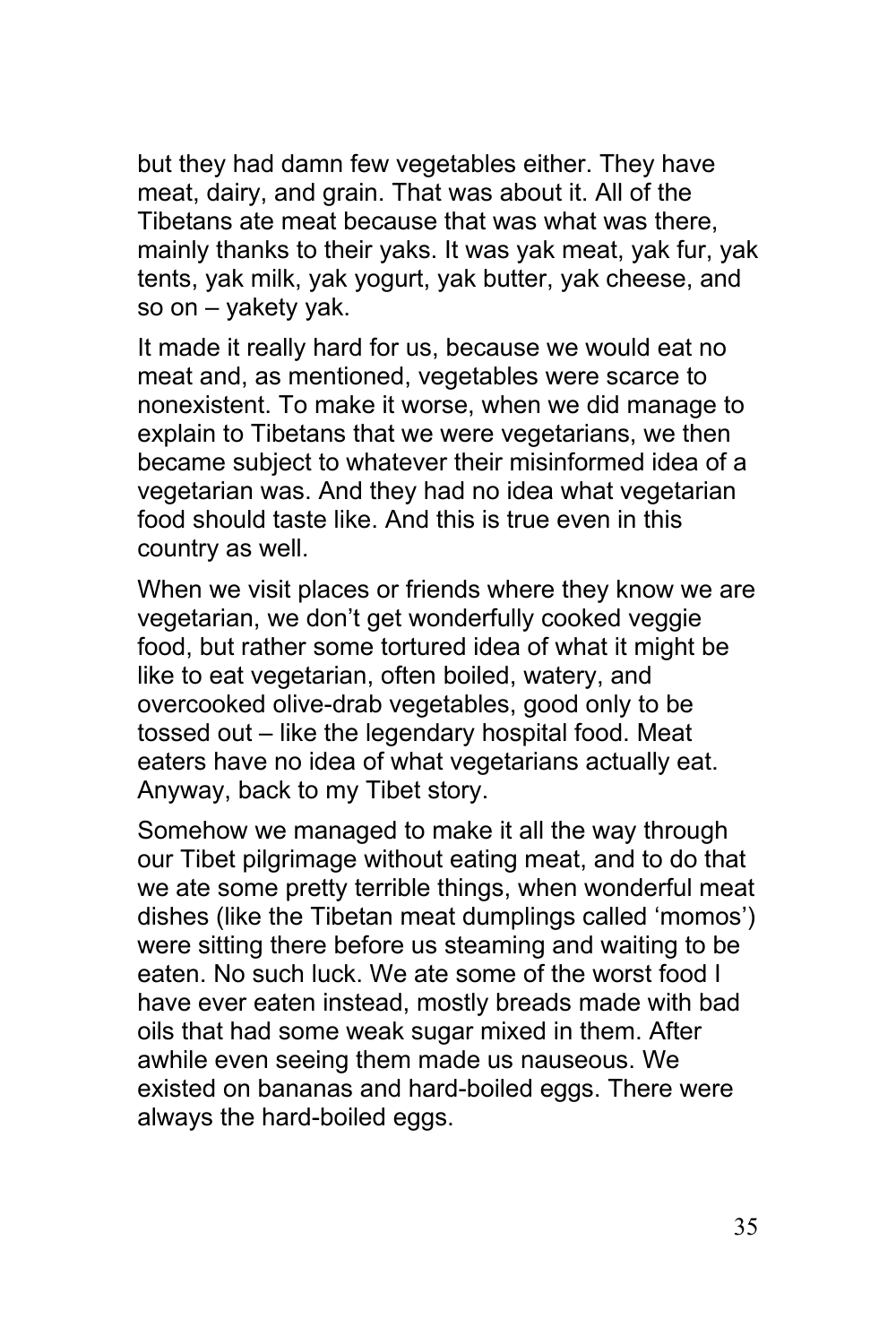but they had damn few vegetables either. They have meat, dairy, and grain. That was about it. All of the Tibetans ate meat because that was what was there, mainly thanks to their yaks. It was yak meat, yak fur, yak tents, yak milk, yak yogurt, yak butter, yak cheese, and so on – yakety yak.

It made it really hard for us, because we would eat no meat and, as mentioned, vegetables were scarce to nonexistent. To make it worse, when we did manage to explain to Tibetans that we were vegetarians, we then became subject to whatever their misinformed idea of a vegetarian was. And they had no idea what vegetarian food should taste like. And this is true even in this country as well.

When we visit places or friends where they know we are vegetarian, we don't get wonderfully cooked veggie food, but rather some tortured idea of what it might be like to eat vegetarian, often boiled, watery, and overcooked olive-drab vegetables, good only to be tossed out – like the legendary hospital food. Meat eaters have no idea of what vegetarians actually eat. Anyway, back to my Tibet story.

Somehow we managed to make it all the way through our Tibet pilgrimage without eating meat, and to do that we ate some pretty terrible things, when wonderful meat dishes (like the Tibetan meat dumplings called 'momos') were sitting there before us steaming and waiting to be eaten. No such luck. We ate some of the worst food I have ever eaten instead, mostly breads made with bad oils that had some weak sugar mixed in them. After awhile even seeing them made us nauseous. We existed on bananas and hard-boiled eggs. There were always the hard-boiled eggs.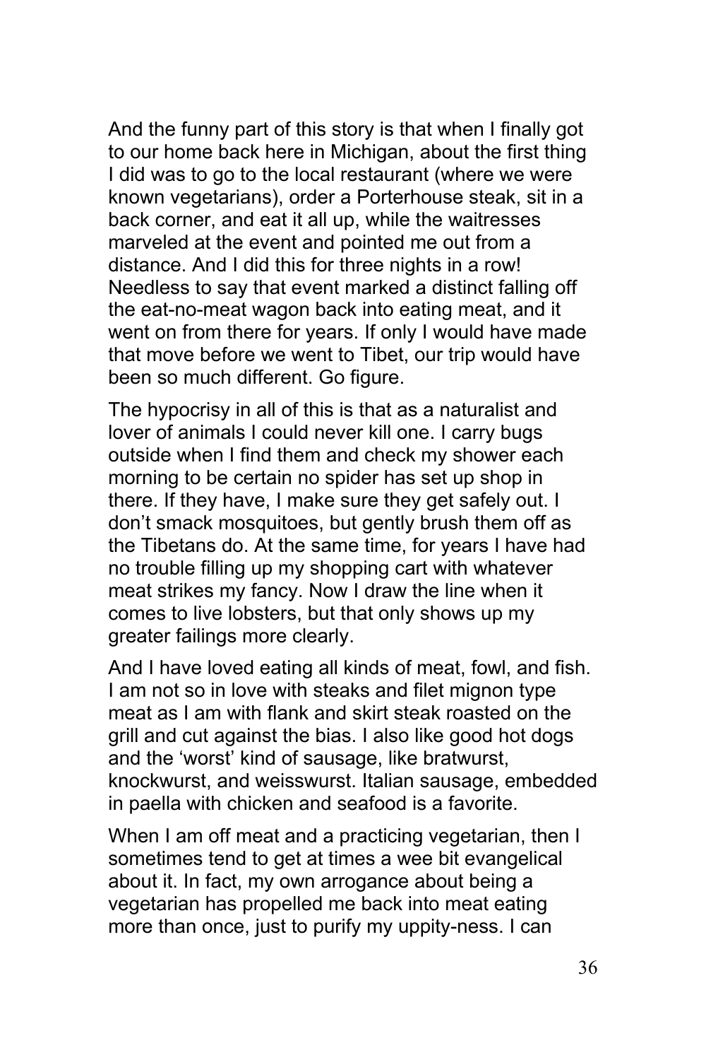And the funny part of this story is that when I finally got to our home back here in Michigan, about the first thing I did was to go to the local restaurant (where we were known vegetarians), order a Porterhouse steak, sit in a back corner, and eat it all up, while the waitresses marveled at the event and pointed me out from a distance. And I did this for three nights in a row! Needless to say that event marked a distinct falling off the eat-no-meat wagon back into eating meat, and it went on from there for years. If only I would have made that move before we went to Tibet, our trip would have been so much different. Go figure.

The hypocrisy in all of this is that as a naturalist and lover of animals I could never kill one. I carry bugs outside when I find them and check my shower each morning to be certain no spider has set up shop in there. If they have, I make sure they get safely out. I don't smack mosquitoes, but gently brush them off as the Tibetans do. At the same time, for years I have had no trouble filling up my shopping cart with whatever meat strikes my fancy. Now I draw the line when it comes to live lobsters, but that only shows up my greater failings more clearly.

And I have loved eating all kinds of meat, fowl, and fish. I am not so in love with steaks and filet mignon type meat as I am with flank and skirt steak roasted on the grill and cut against the bias. I also like good hot dogs and the 'worst' kind of sausage, like bratwurst, knockwurst, and weisswurst. Italian sausage, embedded in paella with chicken and seafood is a favorite.

When I am off meat and a practicing vegetarian, then I sometimes tend to get at times a wee bit evangelical about it. In fact, my own arrogance about being a vegetarian has propelled me back into meat eating more than once, just to purify my uppity-ness. I can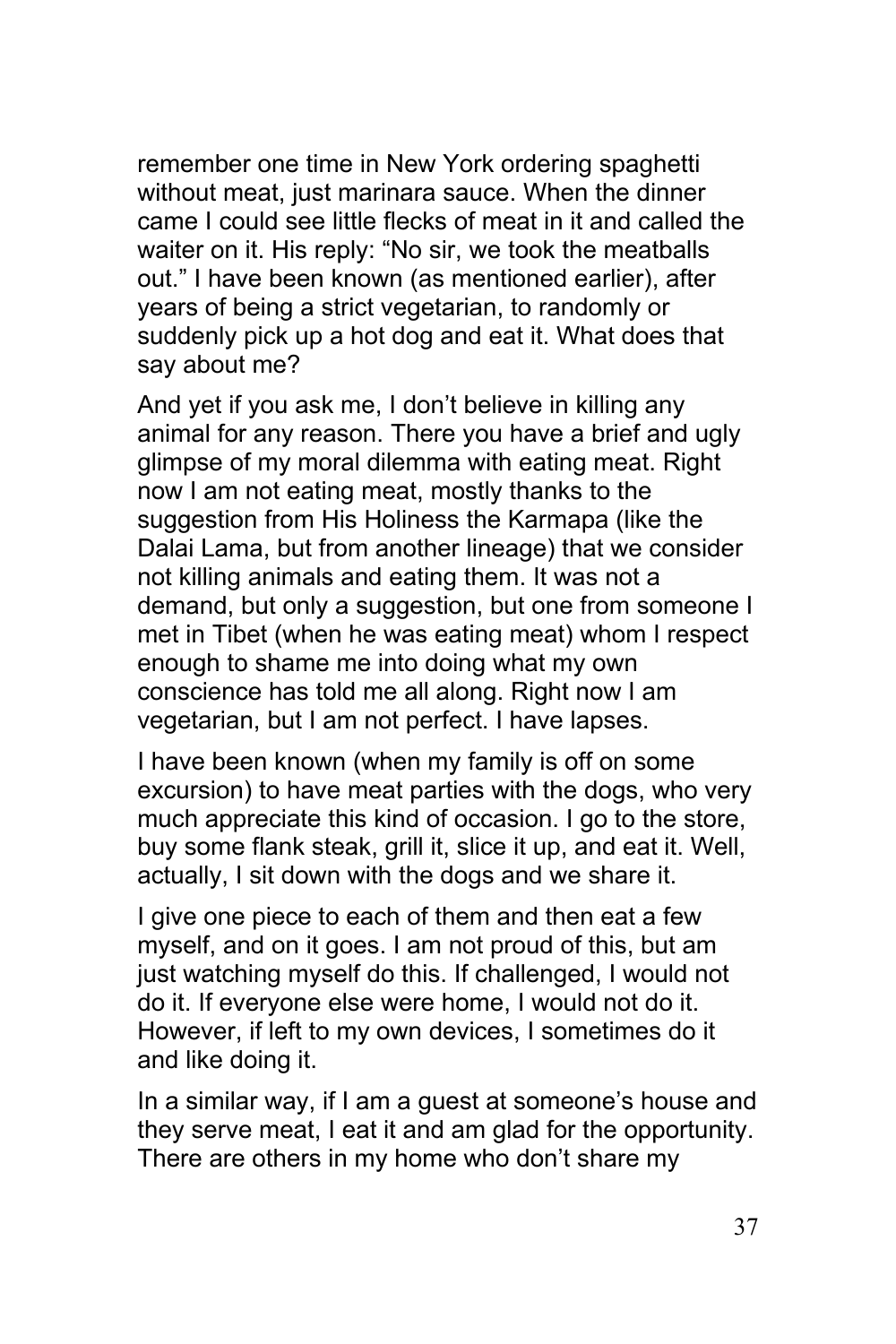remember one time in New York ordering spaghetti without meat, just marinara sauce. When the dinner came I could see little flecks of meat in it and called the waiter on it. His reply: “No sir, we took the meatballs out.” I have been known (as mentioned earlier), after years of being a strict vegetarian, to randomly or suddenly pick up a hot dog and eat it. What does that say about me?

And yet if you ask me, I don’t believe in killing any animal for any reason. There you have a brief and ugly glimpse of my moral dilemma with eating meat. Right now I am not eating meat, mostly thanks to the suggestion from His Holiness the Karmapa (like the Dalai Lama, but from another lineage) that we consider not killing animals and eating them. It was not a demand, but only a suggestion, but one from someone I met in Tibet (when he was eating meat) whom I respect enough to shame me into doing what my own conscience has told me all along. Right now I am vegetarian, but I am not perfect. I have lapses.

I have been known (when my family is off on some excursion) to have meat parties with the dogs, who very much appreciate this kind of occasion. I go to the store, buy some flank steak, grill it, slice it up, and eat it. Well, actually, I sit down with the dogs and we share it.

I give one piece to each of them and then eat a few myself, and on it goes. I am not proud of this, but am just watching myself do this. If challenged, I would not do it. If everyone else were home, I would not do it. However, if left to my own devices, I sometimes do it and like doing it.

In a similar way, if I am a guest at someone’s house and they serve meat, I eat it and am glad for the opportunity. There are others in my home who don’t share my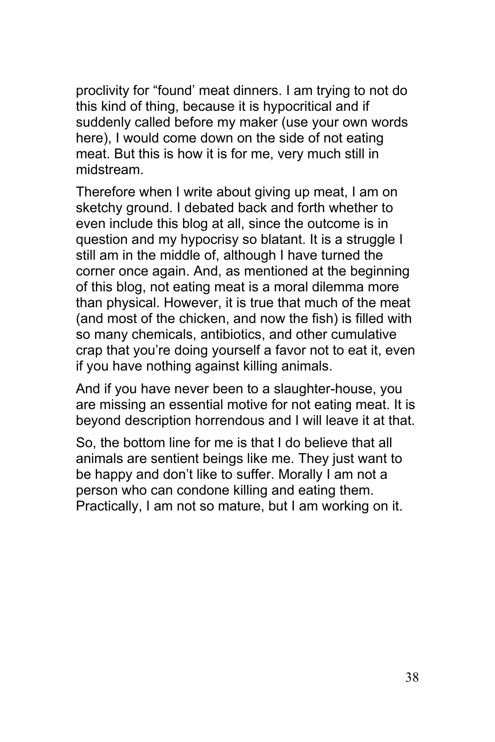proclivity for “found’ meat dinners. I am trying to not do this kind of thing, because it is hypocritical and if suddenly called before my maker (use your own words here), I would come down on the side of not eating meat. But this is how it is for me, very much still in midstream.

Therefore when I write about giving up meat, I am on sketchy ground. I debated back and forth whether to even include this blog at all, since the outcome is in question and my hypocrisy so blatant. It is a struggle I still am in the middle of, although I have turned the corner once again. And, as mentioned at the beginning of this blog, not eating meat is a moral dilemma more than physical. However, it is true that much of the meat (and most of the chicken, and now the fish) is filled with so many chemicals, antibiotics, and other cumulative crap that you’re doing yourself a favor not to eat it, even if you have nothing against killing animals.

And if you have never been to a slaughter-house, you are missing an essential motive for not eating meat. It is beyond description horrendous and I will leave it at that.

So, the bottom line for me is that I do believe that all animals are sentient beings like me. They just want to be happy and don’t like to suffer. Morally I am not a person who can condone killing and eating them. Practically, I am not so mature, but I am working on it.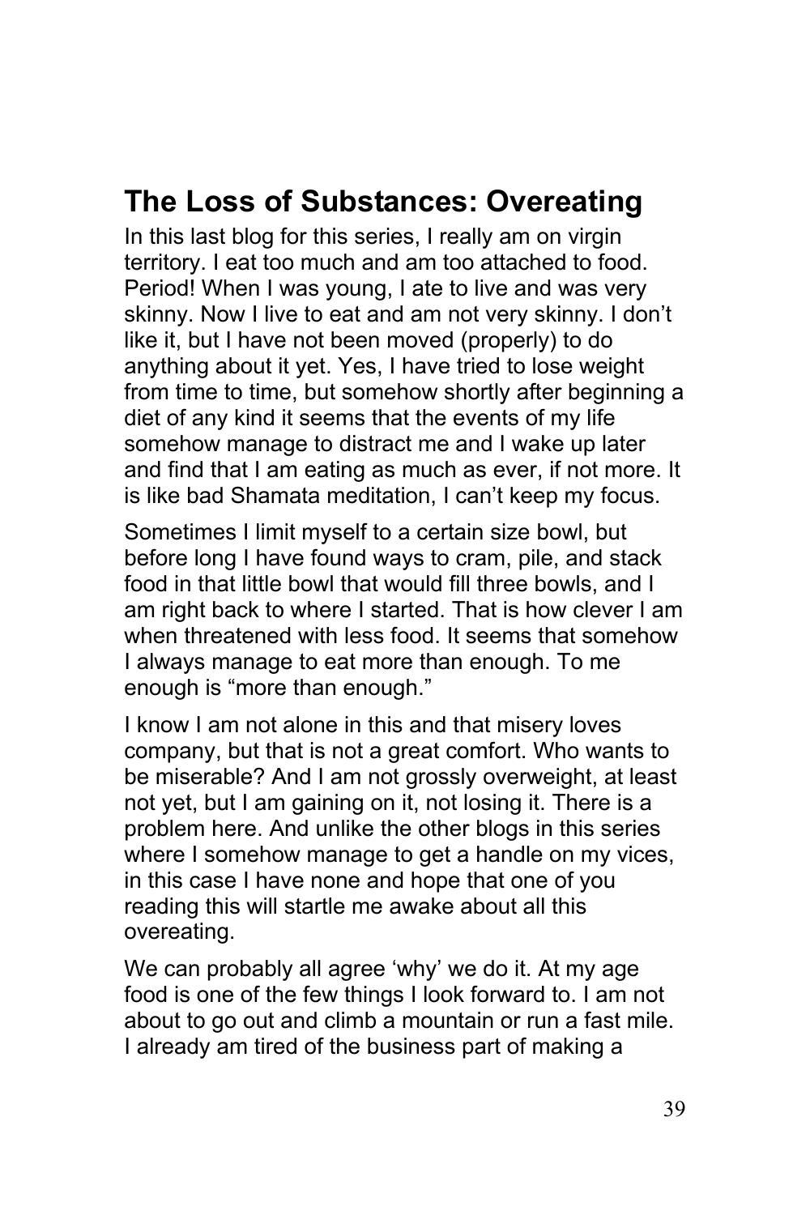## The Loss of Substances: Overeating

In this last blog for this series, I really am on virgin territory. I eat too much and am too attached to food. Period! When I was young, I ate to live and was very skinny. Now I live to eat and am not very skinny. I don't like it, but I have not been moved (properly) to do anything about it yet. Yes, I have tried to lose weight from time to time, but somehow shortly after beginning a diet of any kind it seems that the events of my life somehow manage to distract me and I wake up later and find that I am eating as much as ever, if not more. It is like bad Shamata meditation, I can't keep my focus.

Sometimes I limit myself to a certain size bowl, but before long I have found ways to cram, pile, and stack food in that little bowl that would fill three bowls, and I am right back to where I started. That is how clever I am when threatened with less food. It seems that somehow I always manage to eat more than enough. To me enough is "more than enough."

I know I am not alone in this and that misery loves company, but that is not a great comfort. Who wants to be miserable? And I am not grossly overweight, at least not yet, but I am gaining on it, not losing it. There is a problem here. And unlike the other blogs in this series where I somehow manage to get a handle on my vices, in this case I have none and hope that one of you reading this will startle me awake about all this overeating.

We can probably all agree 'why' we do it. At my age food is one of the few things I look forward to. I am not about to go out and climb a mountain or run a fast mile. I already am tired of the business part of making a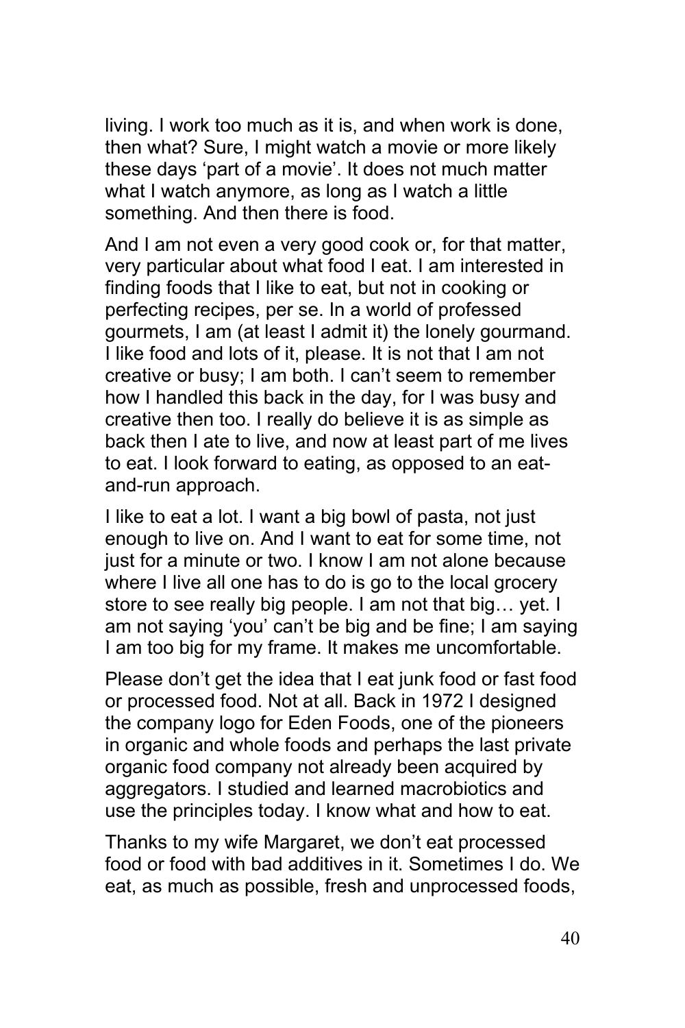living. I work too much as it is, and when work is done, then what? Sure, I might watch a movie or more likely these days 'part of a movie'. It does not much matter what I watch anymore, as long as I watch a little something. And then there is food.

And I am not even a very good cook or, for that matter, very particular about what food I eat. I am interested in finding foods that I like to eat, but not in cooking or perfecting recipes, per se. In a world of professed gourmets, I am (at least I admit it) the lonely gourmand. I like food and lots of it, please. It is not that I am not creative or busy; I am both. I can't seem to remember how I handled this back in the day, for I was busy and creative then too. I really do believe it is as simple as back then I ate to live, and now at least part of me lives to eat. I look forward to eating, as opposed to an eat-and-run approach.

I like to eat a lot. I want a big bowl of pasta, not just enough to live on. And I want to eat for some time, not just for a minute or two. I know I am not alone because where I live all one has to do is go to the local grocery store to see really big people. I am not that big… yet. I am not saying 'you' can't be big and be fine; I am saying I am too big for my frame. It makes me uncomfortable.

Please don't get the idea that I eat junk food or fast food or processed food. Not at all. Back in 1972 I designed the company logo for Eden Foods, one of the pioneers in organic and whole foods and perhaps the last private organic food company not already been acquired by aggregators. I studied and learned macrobiotics and use the principles today. I know what and how to eat.

Thanks to my wife Margaret, we don't eat processed food or food with bad additives in it. Sometimes I do. We eat, as much as possible, fresh and unprocessed foods,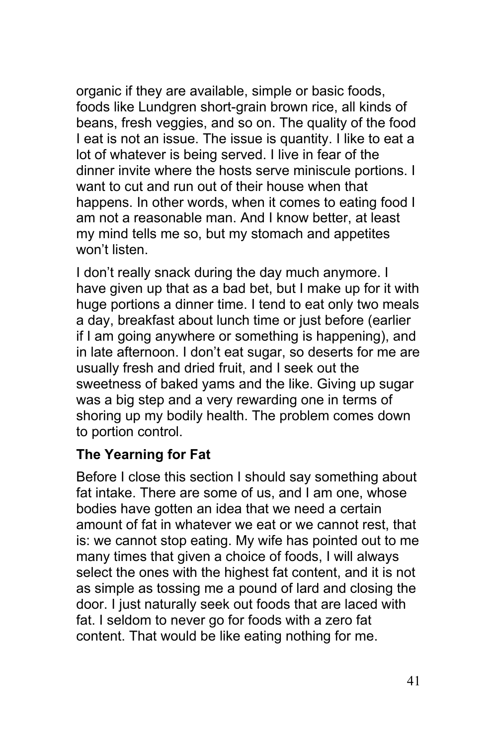organic if they are available, simple or basic foods, foods like Lundgren short-grain brown rice, all kinds of beans, fresh veggies, and so on. The quality of the food I eat is not an issue. The issue is quantity. I like to eat a lot of whatever is being served. I live in fear of the dinner invite where the hosts serve miniscule portions. I want to cut and run out of their house when that happens. In other words, when it comes to eating food I am not a reasonable man. And I know better, at least my mind tells me so, but my stomach and appetites won't listen.

I don't really snack during the day much anymore. I have given up that as a bad bet, but I make up for it with huge portions a dinner time. I tend to eat only two meals a day, breakfast about lunch time or just before (earlier if I am going anywhere or something is happening), and in late afternoon. I don't eat sugar, so deserts for me are usually fresh and dried fruit, and I seek out the sweetness of baked yams and the like. Giving up sugar was a big step and a very rewarding one in terms of shoring up my bodily health. The problem comes down to portion control.

### The Yearning for Fat

Before I close this section I should say something about fat intake. There are some of us, and I am one, whose bodies have gotten an idea that we need a certain amount of fat in whatever we eat or we cannot rest, that is: we cannot stop eating. My wife has pointed out to me many times that given a choice of foods, I will always select the ones with the highest fat content, and it is not as simple as tossing me a pound of lard and closing the door. I just naturally seek out foods that are laced with fat. I seldom to never go for foods with a zero fat content. That would be like eating nothing for me.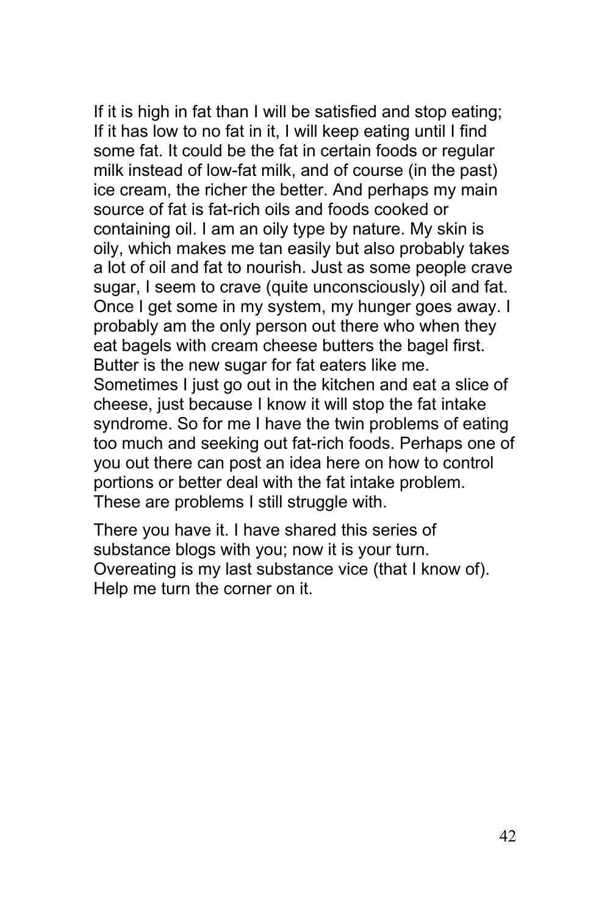If it is high in fat than I will be satisfied and stop eating; If it has low to no fat in it, I will keep eating until I find some fat. It could be the fat in certain foods or regular milk instead of low-fat milk, and of course (in the past) ice cream, the richer the better. And perhaps my main source of fat is fat-rich oils and foods cooked or containing oil. I am an oily type by nature. My skin is oily, which makes me tan easily but also probably takes a lot of oil and fat to nourish. Just as some people crave sugar, I seem to crave (quite unconsciously) oil and fat. Once I get some in my system, my hunger goes away. I probably am the only person out there who when they eat bagels with cream cheese butters the bagel first. Butter is the new sugar for fat eaters like me. Sometimes I just go out in the kitchen and eat a slice of cheese, just because I know it will stop the fat intake syndrome. So for me I have the twin problems of eating too much and seeking out fat-rich foods. Perhaps one of you out there can post an idea here on how to control portions or better deal with the fat intake problem. These are problems I still struggle with.

There you have it. I have shared this series of substance blogs with you; now it is your turn. Overeating is my last substance vice (that I know of). Help me turn the corner on it.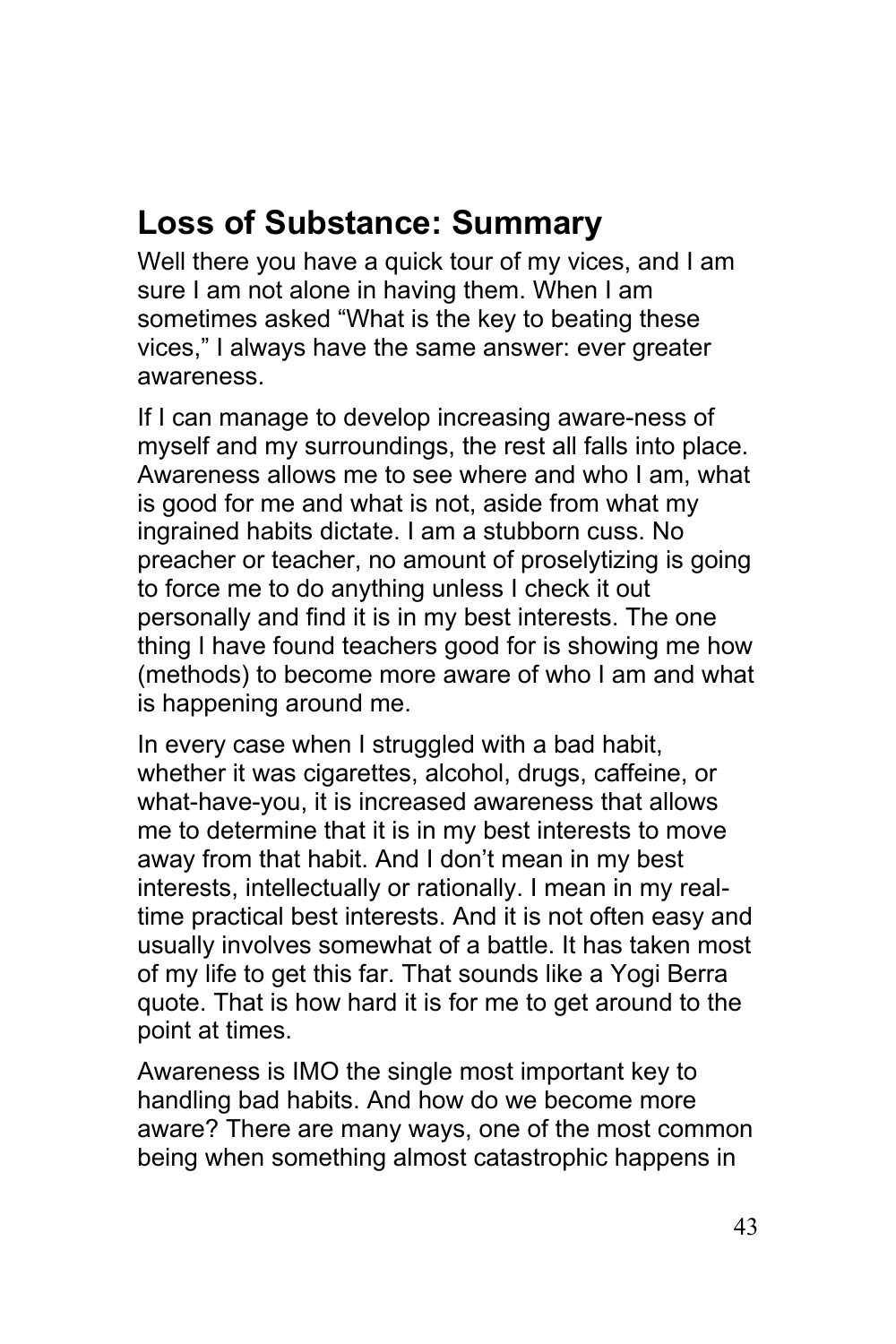## Loss of Substance: Summary

Well there you have a quick tour of my vices, and I am sure I am not alone in having them. When I am sometimes asked “What is the key to beating these vices,” I always have the same answer: ever greater awareness.

If I can manage to develop increasing aware-ness of myself and my surroundings, the rest all falls into place. Awareness allows me to see where and who I am, what is good for me and what is not, aside from what my ingrained habits dictate. I am a stubborn cuss. No preacher or teacher, no amount of proselytizing is going to force me to do anything unless I check it out personally and find it is in my best interests. The one thing I have found teachers good for is showing me how (methods) to become more aware of who I am and what is happening around me.

In every case when I struggled with a bad habit, whether it was cigarettes, alcohol, drugs, caffeine, or what-have-you, it is increased awareness that allows me to determine that it is in my best interests to move away from that habit. And I don’t mean in my best interests, intellectually or rationally. I mean in my real-time practical best interests. And it is not often easy and usually involves somewhat of a battle. It has taken most of my life to get this far. That sounds like a Yogi Berra quote. That is how hard it is for me to get around to the point at times.

Awareness is IMO the single most important key to handling bad habits. And how do we become more aware? There are many ways, one of the most common being when something almost catastrophic happens in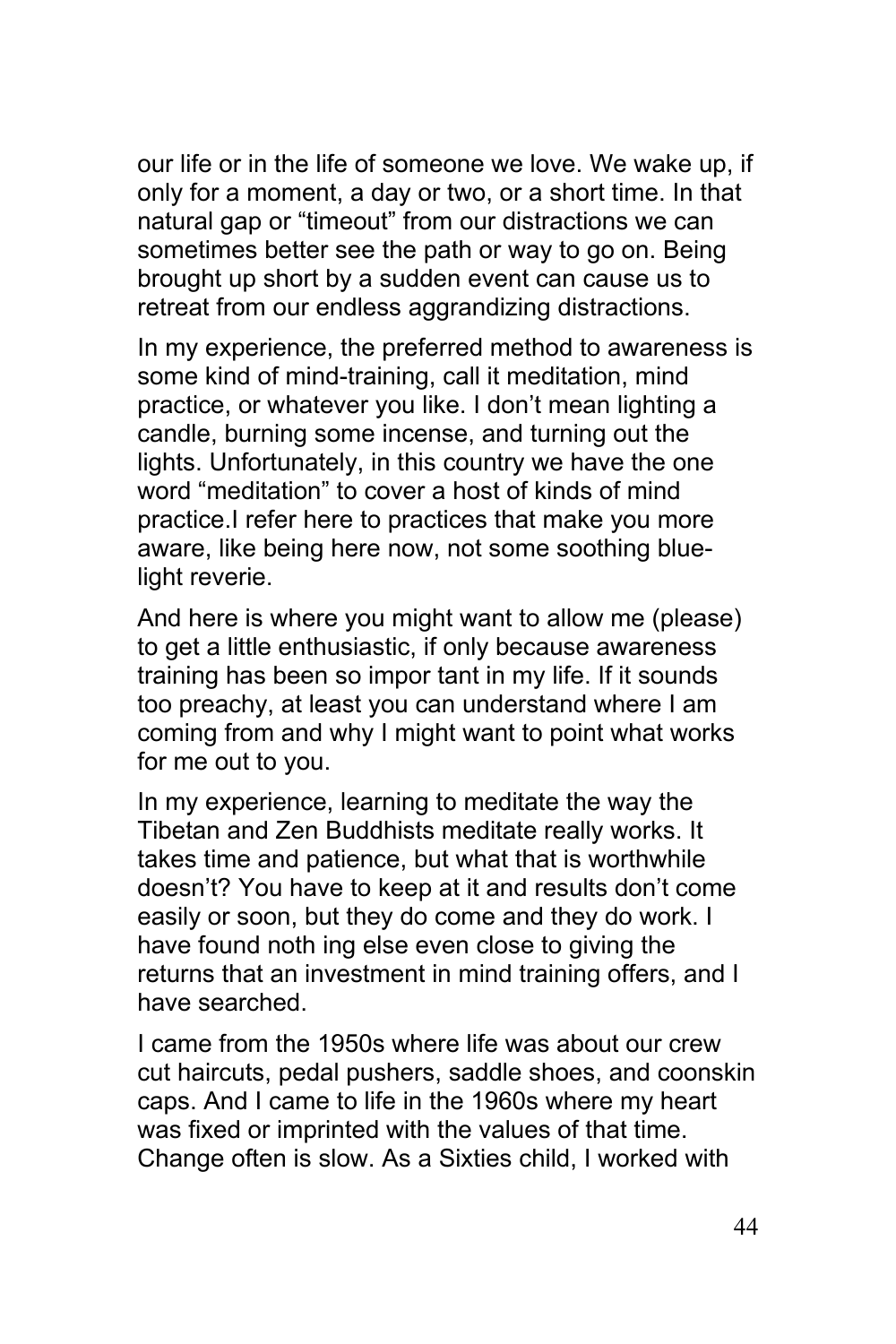our life or in the life of someone we love. We wake up, if only for a moment, a day or two, or a short time. In that natural gap or “timeout” from our distractions we can sometimes better see the path or way to go on. Being brought up short by a sudden event can cause us to retreat from our endless aggrandizing distractions.

In my experience, the preferred method to awareness is some kind of mind-training, call it meditation, mind practice, or whatever you like. I don’t mean lighting a candle, burning some incense, and turning out the lights. Unfortunately, in this country we have the one word “meditation” to cover a host of kinds of mind practice.I refer here to practices that make you more aware, like being here now, not some soothing blue-light reverie.

And here is where you might want to allow me (please) to get a little enthusiastic, if only because awareness training has been so impor tant in my life. If it sounds too preachy, at least you can understand where I am coming from and why I might want to point what works for me out to you.

In my experience, learning to meditate the way the Tibetan and Zen Buddhists meditate really works. It takes time and patience, but what that is worthwhile doesn’t? You have to keep at it and results don’t come easily or soon, but they do come and they do work. I have found noth ing else even close to giving the returns that an investment in mind training offers, and I have searched.

I came from the 1950s where life was about our crew cut haircuts, pedal pushers, saddle shoes, and coonskin caps. And I came to life in the 1960s where my heart was fixed or imprinted with the values of that time. Change often is slow. As a Sixties child, I worked with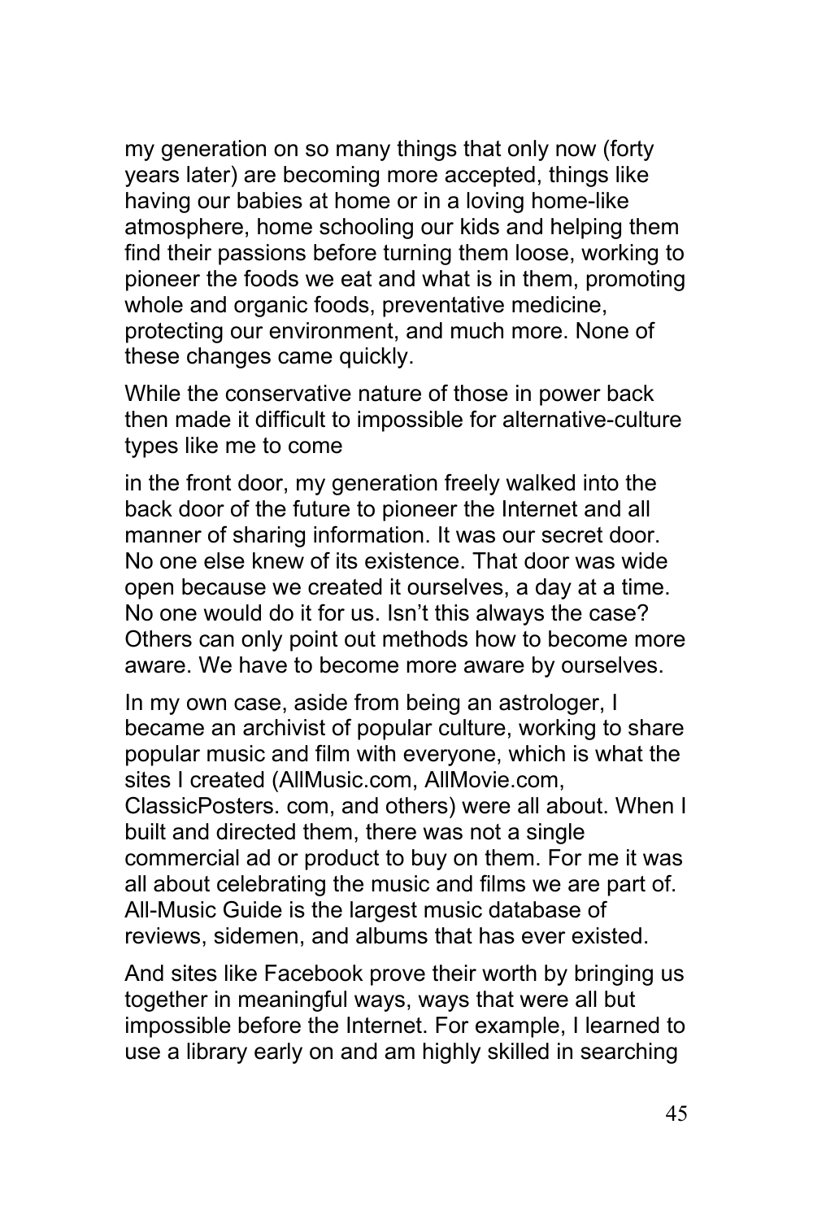my generation on so many things that only now (forty years later) are becoming more accepted, things like having our babies at home or in a loving home-like atmosphere, home schooling our kids and helping them find their passions before turning them loose, working to pioneer the foods we eat and what is in them, promoting whole and organic foods, preventative medicine, protecting our environment, and much more. None of these changes came quickly.

While the conservative nature of those in power back then made it difficult to impossible for alternative-culture types like me to come

in the front door, my generation freely walked into the back door of the future to pioneer the Internet and all manner of sharing information. It was our secret door. No one else knew of its existence. That door was wide open because we created it ourselves, a day at a time. No one would do it for us. Isn't this always the case? Others can only point out methods how to become more aware. We have to become more aware by ourselves.

In my own case, aside from being an astrologer, I became an archivist of popular culture, working to share popular music and film with everyone, which is what the sites I created (AllMusic.com, AllMovie.com, ClassicPosters. com, and others) were all about. When I built and directed them, there was not a single commercial ad or product to buy on them. For me it was all about celebrating the music and films we are part of. All-Music Guide is the largest music database of reviews, sidemen, and albums that has ever existed.

And sites like Facebook prove their worth by bringing us together in meaningful ways, ways that were all but impossible before the Internet. For example, I learned to use a library early on and am highly skilled in searching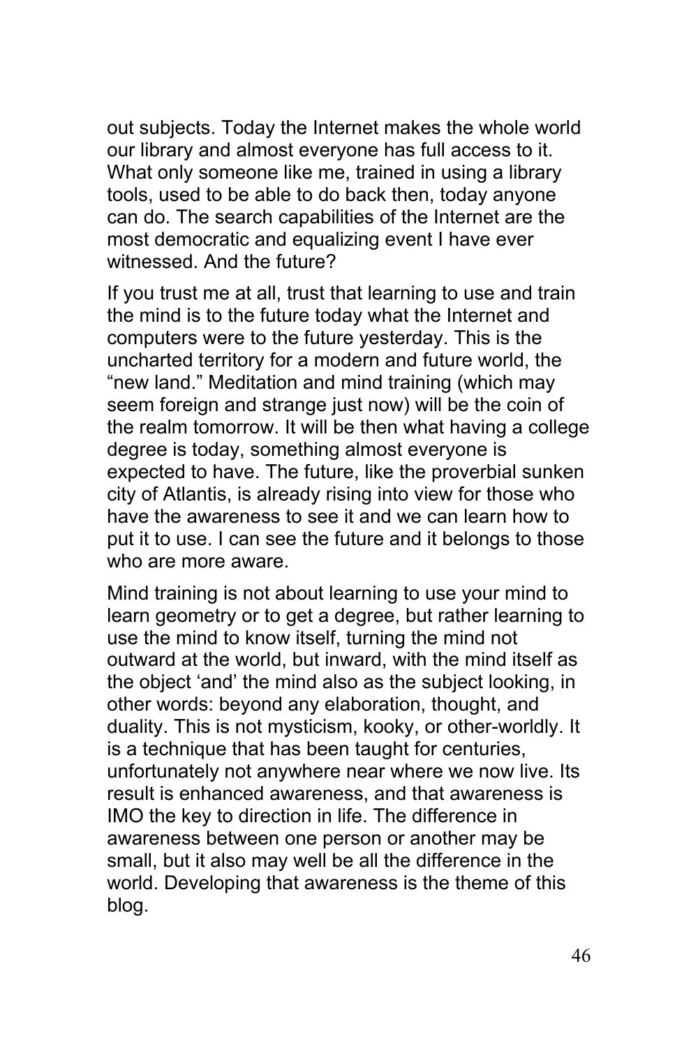out subjects. Today the Internet makes the whole world our library and almost everyone has full access to it. What only someone like me, trained in using a library tools, used to be able to do back then, today anyone can do. The search capabilities of the Internet are the most democratic and equalizing event I have ever witnessed. And the future?

If you trust me at all, trust that learning to use and train the mind is to the future today what the Internet and computers were to the future yesterday. This is the uncharted territory for a modern and future world, the "new land." Meditation and mind training (which may seem foreign and strange just now) will be the coin of the realm tomorrow. It will be then what having a college degree is today, something almost everyone is expected to have. The future, like the proverbial sunken city of Atlantis, is already rising into view for those who have the awareness to see it and we can learn how to put it to use. I can see the future and it belongs to those who are more aware.

Mind training is not about learning to use your mind to learn geometry or to get a degree, but rather learning to use the mind to know itself, turning the mind not outward at the world, but inward, with the mind itself as the object 'and' the mind also as the subject looking, in other words: beyond any elaboration, thought, and duality. This is not mysticism, kooky, or other-worldly. It is a technique that has been taught for centuries, unfortunately not anywhere near where we now live. Its result is enhanced awareness, and that awareness is IMO the key to direction in life. The difference in awareness between one person or another may be small, but it also may well be all the difference in the world. Developing that awareness is the theme of this blog.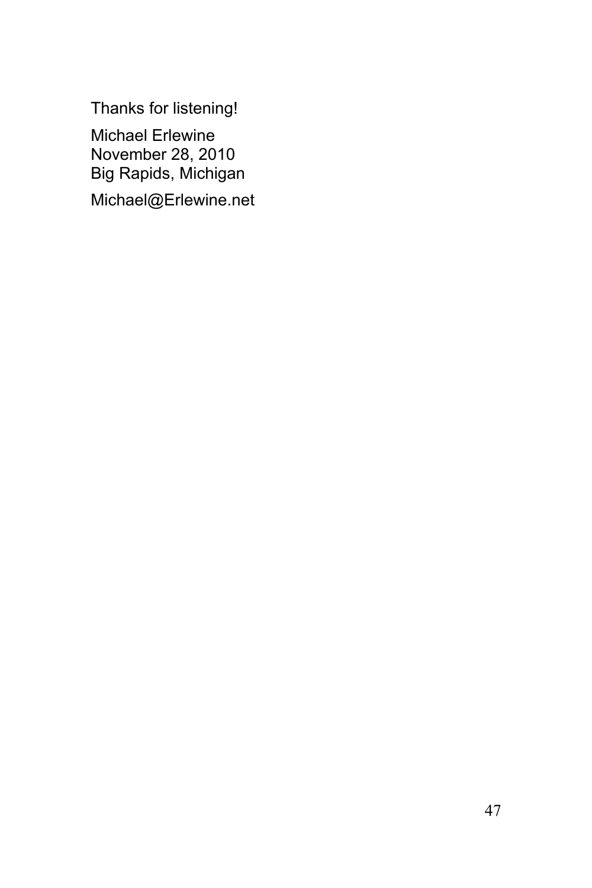Thanks for listening!

Michael Erlewine  
November 28, 2010  
Big Rapids, Michigan

Michael@Erlewine.net